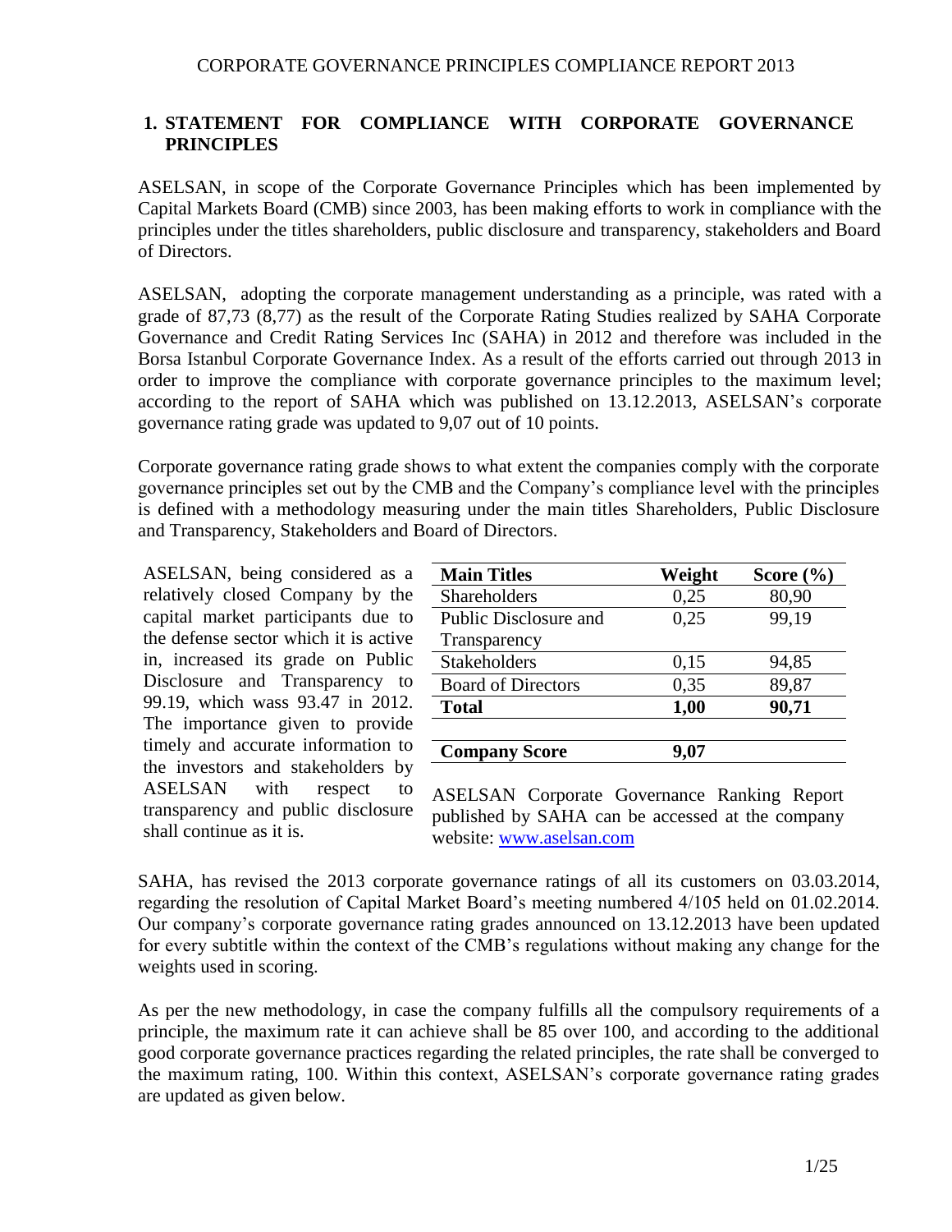# CORPORATE GOVERNANCE PRINCIPLES COMPLIANCE REPORT 2013

## 1. STATEMENT FOR COMPLIANCE WITH CORPORATE GOVERNANCE PRINCIPLES

ASELSAN, in scope of the Corporate Governance Principles which has been implemented by Capital Markets Board (CMB) since 2003, has been making efforts to work in compliance with the principles under the titles shareholders, public disclosure and transparency, stakeholders and Board of Directors.

ASELSAN, adopting the corporate management understanding as a principle, was rated with a grade of 87,73 (8,77) as the result of the Corporate Rating Studies realized by SAHA Corporate Governance and Credit Rating Services Inc (SAHA) in 2012 and therefore was included in the Borsa Istanbul Corporate Governance Index. As a result of the efforts carried out through 2013 in order to improve the compliance with corporate governance principles to the maximum level; according to the report of SAHA which was published on 13.12.2013, ASELSAN's corporate governance rating grade was updated to 9,07 out of 10 points.

Corporate governance rating grade shows to what extent the companies comply with the corporate governance principles set out by the CMB and the Company's compliance level with the principles is defined with a methodology measuring under the main titles Shareholders, Public Disclosure and Transparency, Stakeholders and Board of Directors.

ASELSAN, being considered as a relatively closed Company by the capital market participants due to the defense sector which it is active in, increased its grade on Public Disclosure and Transparency to 99.19, which wass 93.47 in 2012. The importance given to provide timely and accurate information to the investors and stakeholders by ASELSAN with respect to transparency and public disclosure shall continue as it is.

| Main Titles | Weight | Score (%) |
|---|---|---|
| Shareholders | 0,25 | 80,90 |
| Public Disclosure and Transparency | 0,25 | 99,19 |
| Stakeholders | 0,15 | 94,85 |
| Board of Directors | 0,35 | 89,87 |
| **Total** | **1,00** | **90,71** |
| | | |
| **Company Score** | **9,07** | |

ASELSAN Corporate Governance Ranking Report published by SAHA can be accessed at the company website: [www.aselsan.com](www.aselsan.com)

SAHA, has revised the 2013 corporate governance ratings of all its customers on 03.03.2014, regarding the resolution of Capital Market Board's meeting numbered 4/105 held on 01.02.2014. Our company's corporate governance rating grades announced on 13.12.2013 have been updated for every subtitle within the context of the CMB's regulations without making any change for the weights used in scoring.

As per the new methodology, in case the company fulfills all the compulsory requirements of a principle, the maximum rate it can achieve shall be 85 over 100, and according to the additional good corporate governance practices regarding the related principles, the rate shall be converged to the maximum rating, 100. Within this context, ASELSAN's corporate governance rating grades are updated as given below.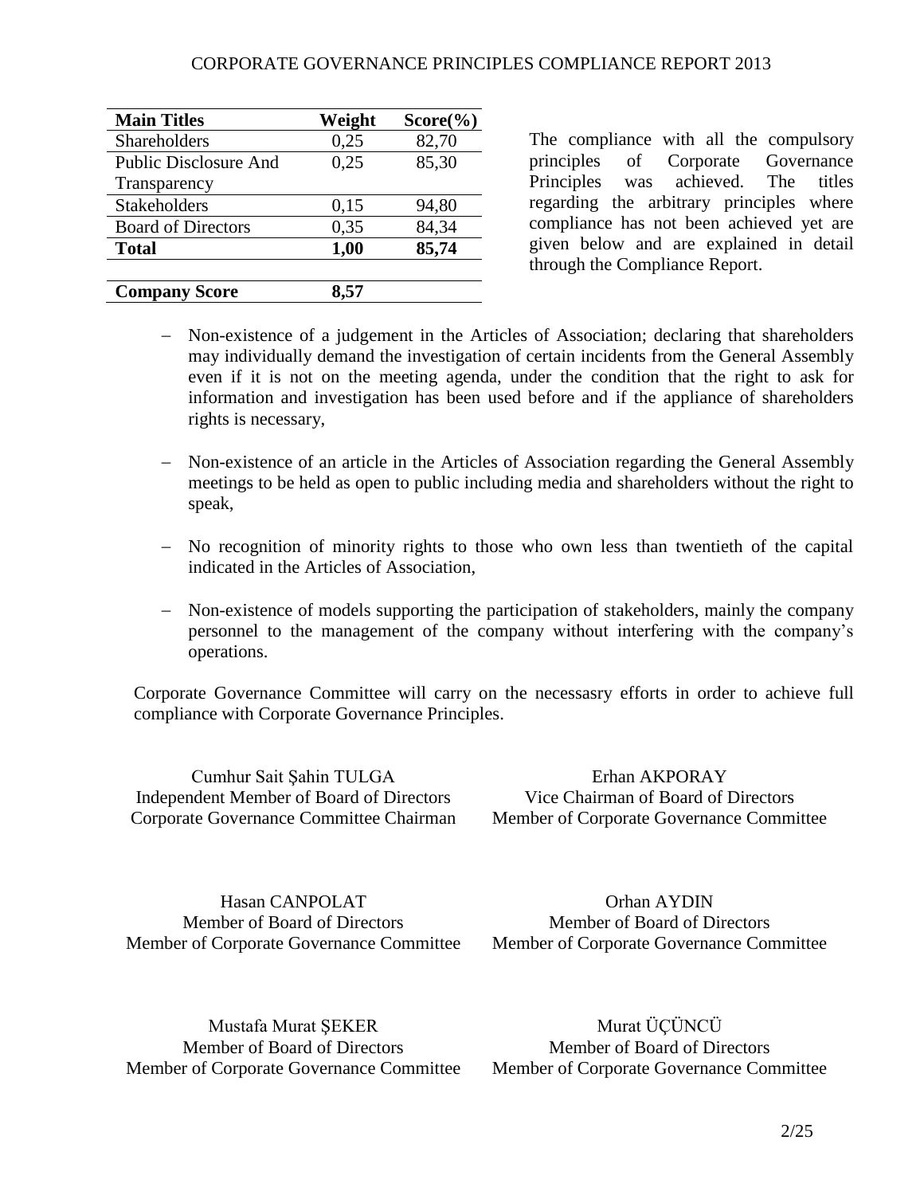| Main Titles | Weight | Score(%) |
|---|---|---|
| Shareholders | 0,25 | 82,70 |
| Public Disclosure And Transparency | 0,25 | 85,30 |
| Stakeholders | 0,15 | 94,80 |
| Board of Directors | 0,35 | 84,34 |
| **Total** | **1,00** | **85,74** |
| | | |
| **Company Score** | **8,57** | |

The compliance with all the compulsory principles of Corporate Governance Principles was achieved. The titles regarding the arbitrary principles where compliance has not been achieved yet are given below and are explained in detail through the Compliance Report.

- Non-existence of a judgement in the Articles of Association; declaring that shareholders may individually demand the investigation of certain incidents from the General Assembly even if it is not on the meeting agenda, under the condition that the right to ask for information and investigation has been used before and if the appliance of shareholders rights is necessary,

- Non-existence of an article in the Articles of Association regarding the General Assembly meetings to be held as open to public including media and shareholders without the right to speak,

- No recognition of minority rights to those who own less than twentieth of the capital indicated in the Articles of Association,

- Non-existence of models supporting the participation of stakeholders, mainly the company personnel to the management of the company without interfering with the company's operations.

Corporate Governance Committee will carry on the necessasry efforts in order to achieve full compliance with Corporate Governance Principles.

Cumhur Sait Şahin TULGA
Independent Member of Board of Directors
Corporate Governance Committee Chairman

Erhan AKPORAY
Vice Chairman of Board of Directors
Member of Corporate Governance Committee

Hasan CANPOLAT
Member of Board of Directors
Member of Corporate Governance Committee

Orhan AYDIN
Member of Board of Directors
Member of Corporate Governance Committee

Mustafa Murat ŞEKER
Member of Board of Directors
Member of Corporate Governance Committee

Murat ÜÇÜNCÜ
Member of Board of Directors
Member of Corporate Governance Committee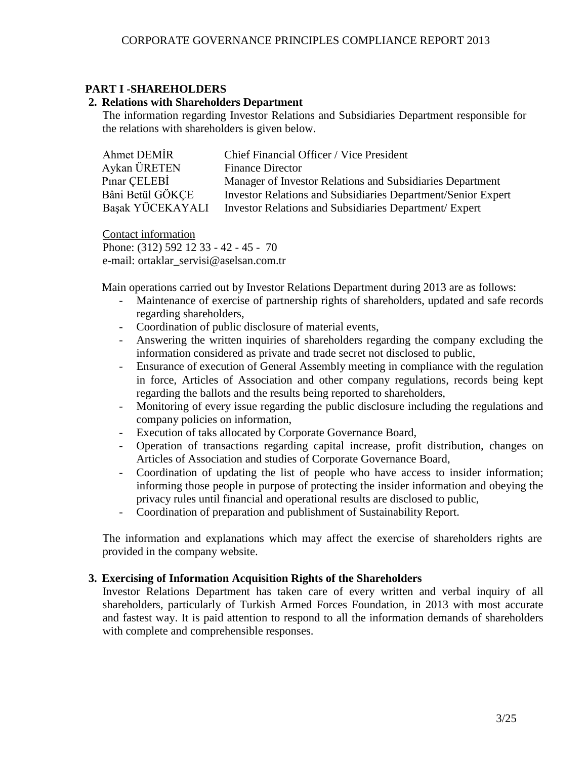## PART I -SHAREHOLDERS

### 2. Relations with Shareholders Department

The information regarding Investor Relations and Subsidiaries Department responsible for the relations with shareholders is given below.

| | |
|---|---|
| Ahmet DEMİR | Chief Financial Officer / Vice President |
| Aykan ÜRETEN | Finance Director |
| Pınar ÇELEBİ | Manager of Investor Relations and Subsidiaries Department |
| Bâni Betül GÖKÇE | Investor Relations and Subsidiaries Department/Senior Expert |
| Başak YÜCEKAYALI | Investor Relations and Subsidiaries Department/ Expert |

Contact information
Phone: (312) 592 12 33 - 42 - 45 - 70
e-mail: ortaklar_servisi@aselsan.com.tr

Main operations carried out by Investor Relations Department during 2013 are as follows:

- Maintenance of exercise of partnership rights of shareholders, updated and safe records regarding shareholders,
- Coordination of public disclosure of material events,
- Answering the written inquiries of shareholders regarding the company excluding the information considered as private and trade secret not disclosed to public,
- Ensurance of execution of General Assembly meeting in compliance with the regulation in force, Articles of Association and other company regulations, records being kept regarding the ballots and the results being reported to shareholders,
- Monitoring of every issue regarding the public disclosure including the regulations and company policies on information,
- Execution of taks allocated by Corporate Governance Board,
- Operation of transactions regarding capital increase, profit distribution, changes on Articles of Association and studies of Corporate Governance Board,
- Coordination of updating the list of people who have access to insider information; informing those people in purpose of protecting the insider information and obeying the privacy rules until financial and operational results are disclosed to public,
- Coordination of preparation and publishment of Sustainability Report.

The information and explanations which may affect the exercise of shareholders rights are provided in the company website.

### 3. Exercising of Information Acquisition Rights of the Shareholders

Investor Relations Department has taken care of every written and verbal inquiry of all shareholders, particularly of Turkish Armed Forces Foundation, in 2013 with most accurate and fastest way. It is paid attention to respond to all the information demands of shareholders with complete and comprehensible responses.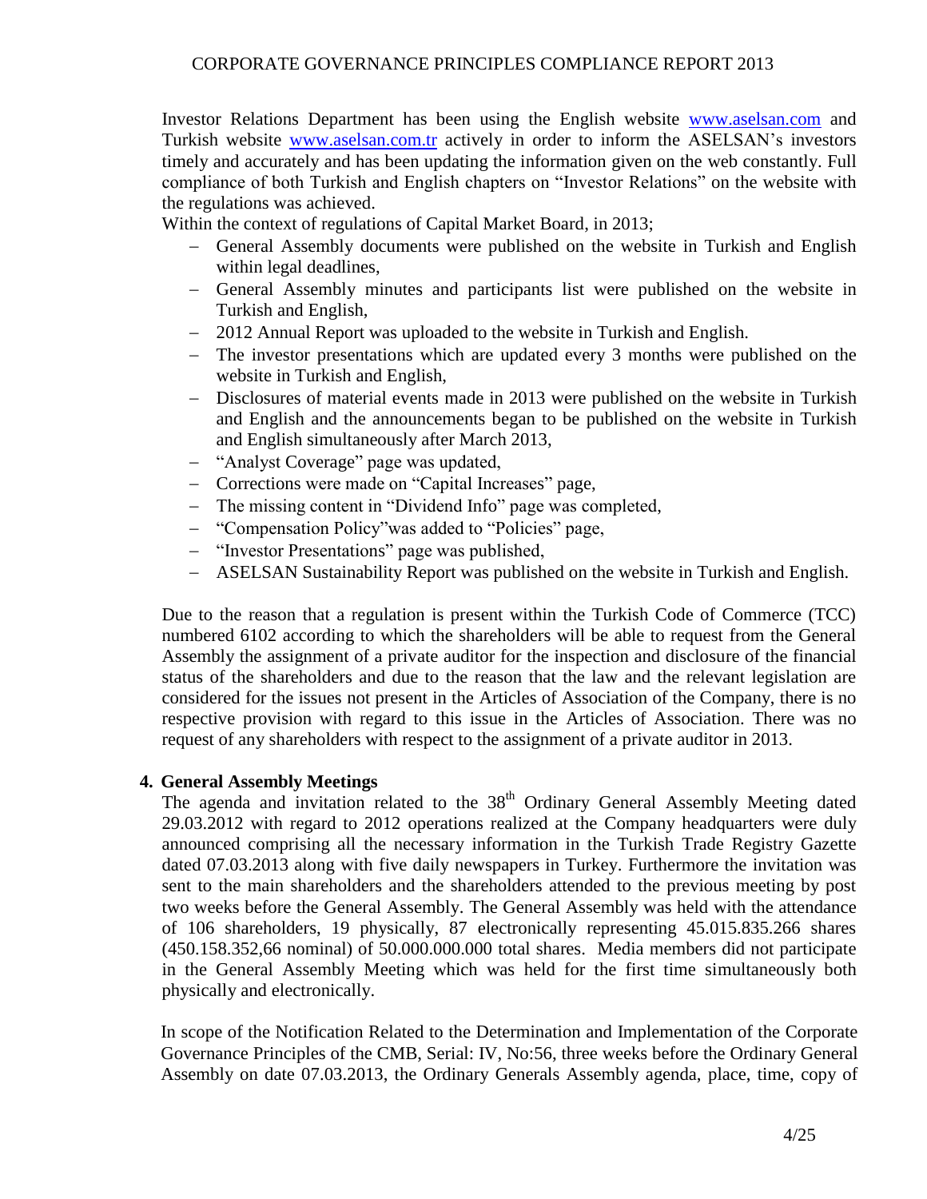Investor Relations Department has been using the English website www.aselsan.com and Turkish website www.aselsan.com.tr actively in order to inform the ASELSAN's investors timely and accurately and has been updating the information given on the web constantly. Full compliance of both Turkish and English chapters on "Investor Relations" on the website with the regulations was achieved.

Within the context of regulations of Capital Market Board, in 2013;

- General Assembly documents were published on the website in Turkish and English within legal deadlines,
- General Assembly minutes and participants list were published on the website in Turkish and English,
- 2012 Annual Report was uploaded to the website in Turkish and English.
- The investor presentations which are updated every 3 months were published on the website in Turkish and English,
- Disclosures of material events made in 2013 were published on the website in Turkish and English and the announcements began to be published on the website in Turkish and English simultaneously after March 2013,
- "Analyst Coverage" page was updated,
- Corrections were made on "Capital Increases" page,
- The missing content in "Dividend Info" page was completed,
- "Compensation Policy"was added to "Policies" page,
- "Investor Presentations" page was published,
- ASELSAN Sustainability Report was published on the website in Turkish and English.

Due to the reason that a regulation is present within the Turkish Code of Commerce (TCC) numbered 6102 according to which the shareholders will be able to request from the General Assembly the assignment of a private auditor for the inspection and disclosure of the financial status of the shareholders and due to the reason that the law and the relevant legislation are considered for the issues not present in the Articles of Association of the Company, there is no respective provision with regard to this issue in the Articles of Association. There was no request of any shareholders with respect to the assignment of a private auditor in 2013.

## 4. General Assembly Meetings

The agenda and invitation related to the 38th Ordinary General Assembly Meeting dated 29.03.2012 with regard to 2012 operations realized at the Company headquarters were duly announced comprising all the necessary information in the Turkish Trade Registry Gazette dated 07.03.2013 along with five daily newspapers in Turkey. Furthermore the invitation was sent to the main shareholders and the shareholders attended to the previous meeting by post two weeks before the General Assembly. The General Assembly was held with the attendance of 106 shareholders, 19 physically, 87 electronically representing 45.015.835.266 shares (450.158.352,66 nominal) of 50.000.000.000 total shares. Media members did not participate in the General Assembly Meeting which was held for the first time simultaneously both physically and electronically.

In scope of the Notification Related to the Determination and Implementation of the Corporate Governance Principles of the CMB, Serial: IV, No:56, three weeks before the Ordinary General Assembly on date 07.03.2013, the Ordinary Generals Assembly agenda, place, time, copy of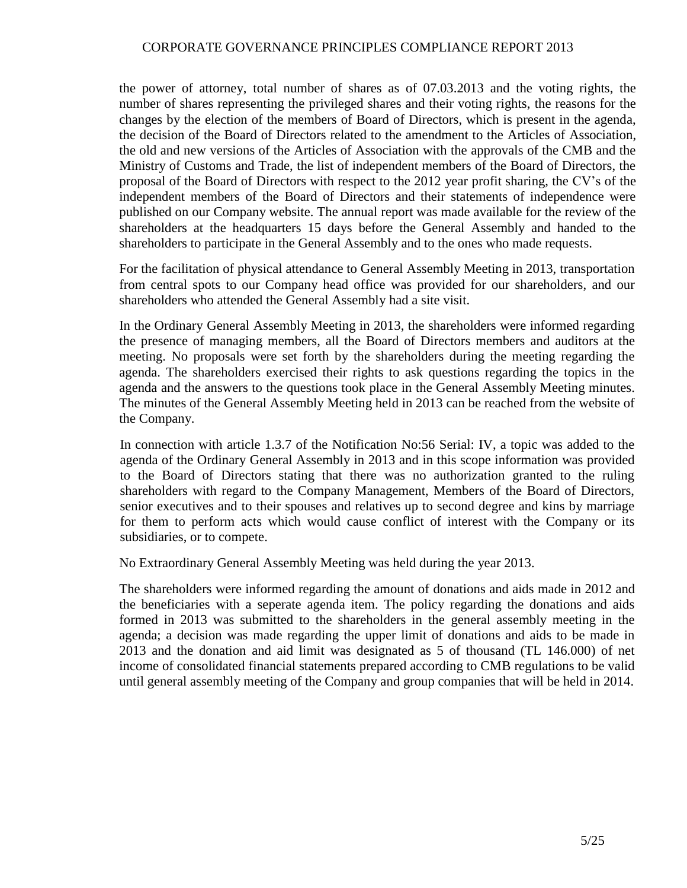the power of attorney, total number of shares as of 07.03.2013 and the voting rights, the number of shares representing the privileged shares and their voting rights, the reasons for the changes by the election of the members of Board of Directors, which is present in the agenda, the decision of the Board of Directors related to the amendment to the Articles of Association, the old and new versions of the Articles of Association with the approvals of the CMB and the Ministry of Customs and Trade, the list of independent members of the Board of Directors, the proposal of the Board of Directors with respect to the 2012 year profit sharing, the CV's of the independent members of the Board of Directors and their statements of independence were published on our Company website. The annual report was made available for the review of the shareholders at the headquarters 15 days before the General Assembly and handed to the shareholders to participate in the General Assembly and to the ones who made requests.

For the facilitation of physical attendance to General Assembly Meeting in 2013, transportation from central spots to our Company head office was provided for our shareholders, and our shareholders who attended the General Assembly had a site visit.

In the Ordinary General Assembly Meeting in 2013, the shareholders were informed regarding the presence of managing members, all the Board of Directors members and auditors at the meeting. No proposals were set forth by the shareholders during the meeting regarding the agenda. The shareholders exercised their rights to ask questions regarding the topics in the agenda and the answers to the questions took place in the General Assembly Meeting minutes. The minutes of the General Assembly Meeting held in 2013 can be reached from the website of the Company.

In connection with article 1.3.7 of the Notification No:56 Serial: IV, a topic was added to the agenda of the Ordinary General Assembly in 2013 and in this scope information was provided to the Board of Directors stating that there was no authorization granted to the ruling shareholders with regard to the Company Management, Members of the Board of Directors, senior executives and to their spouses and relatives up to second degree and kins by marriage for them to perform acts which would cause conflict of interest with the Company or its subsidiaries, or to compete.

No Extraordinary General Assembly Meeting was held during the year 2013.

The shareholders were informed regarding the amount of donations and aids made in 2012 and the beneficiaries with a seperate agenda item. The policy regarding the donations and aids formed in 2013 was submitted to the shareholders in the general assembly meeting in the agenda; a decision was made regarding the upper limit of donations and aids to be made in 2013 and the donation and aid limit was designated as 5 of thousand (TL 146.000) of net income of consolidated financial statements prepared according to CMB regulations to be valid until general assembly meeting of the Company and group companies that will be held in 2014.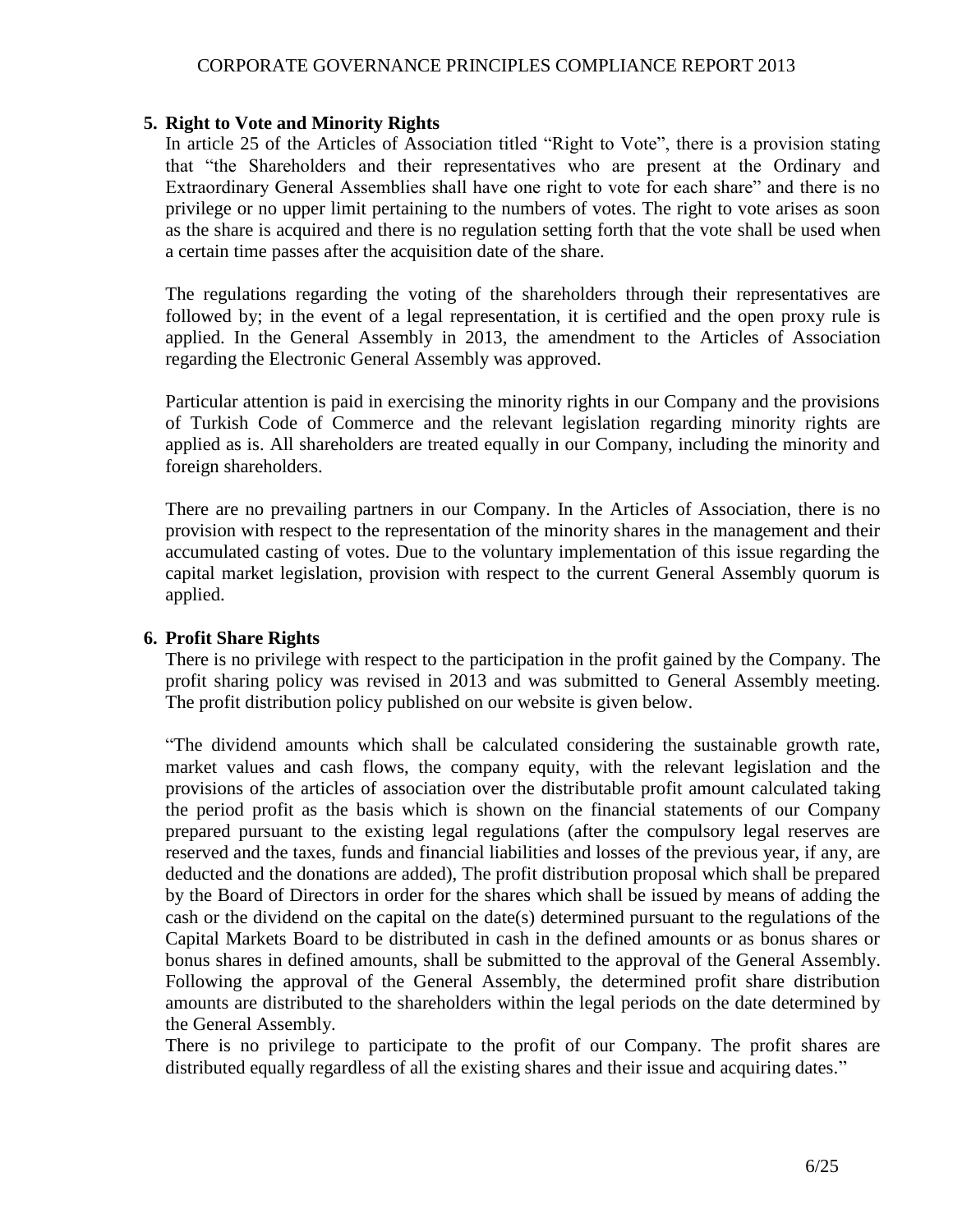## 5. Right to Vote and Minority Rights

In article 25 of the Articles of Association titled "Right to Vote", there is a provision stating that "the Shareholders and their representatives who are present at the Ordinary and Extraordinary General Assemblies shall have one right to vote for each share" and there is no privilege or no upper limit pertaining to the numbers of votes. The right to vote arises as soon as the share is acquired and there is no regulation setting forth that the vote shall be used when a certain time passes after the acquisition date of the share.

The regulations regarding the voting of the shareholders through their representatives are followed by; in the event of a legal representation, it is certified and the open proxy rule is applied. In the General Assembly in 2013, the amendment to the Articles of Association regarding the Electronic General Assembly was approved.

Particular attention is paid in exercising the minority rights in our Company and the provisions of Turkish Code of Commerce and the relevant legislation regarding minority rights are applied as is. All shareholders are treated equally in our Company, including the minority and foreign shareholders.

There are no prevailing partners in our Company. In the Articles of Association, there is no provision with respect to the representation of the minority shares in the management and their accumulated casting of votes. Due to the voluntary implementation of this issue regarding the capital market legislation, provision with respect to the current General Assembly quorum is applied.

## 6. Profit Share Rights

There is no privilege with respect to the participation in the profit gained by the Company. The profit sharing policy was revised in 2013 and was submitted to General Assembly meeting. The profit distribution policy published on our website is given below.

"The dividend amounts which shall be calculated considering the sustainable growth rate, market values and cash flows, the company equity, with the relevant legislation and the provisions of the articles of association over the distributable profit amount calculated taking the period profit as the basis which is shown on the financial statements of our Company prepared pursuant to the existing legal regulations (after the compulsory legal reserves are reserved and the taxes, funds and financial liabilities and losses of the previous year, if any, are deducted and the donations are added), The profit distribution proposal which shall be prepared by the Board of Directors in order for the shares which shall be issued by means of adding the cash or the dividend on the capital on the date(s) determined pursuant to the regulations of the Capital Markets Board to be distributed in cash in the defined amounts or as bonus shares or bonus shares in defined amounts, shall be submitted to the approval of the General Assembly. Following the approval of the General Assembly, the determined profit share distribution amounts are distributed to the shareholders within the legal periods on the date determined by the General Assembly.

There is no privilege to participate to the profit of our Company. The profit shares are distributed equally regardless of all the existing shares and their issue and acquiring dates."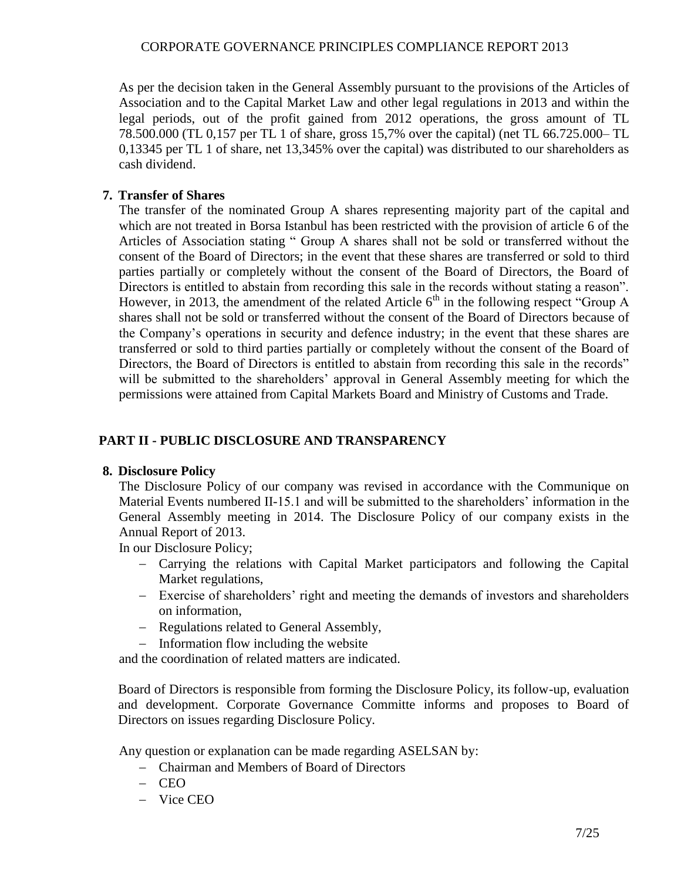As per the decision taken in the General Assembly pursuant to the provisions of the Articles of Association and to the Capital Market Law and other legal regulations in 2013 and within the legal periods, out of the profit gained from 2012 operations, the gross amount of TL 78.500.000 (TL 0,157 per TL 1 of share, gross 15,7% over the capital) (net TL 66.725.000– TL 0,13345 per TL 1 of share, net 13,345% over the capital) was distributed to our shareholders as cash dividend.

**7. Transfer of Shares**

The transfer of the nominated Group A shares representing majority part of the capital and which are not treated in Borsa Istanbul has been restricted with the provision of article 6 of the Articles of Association stating " Group A shares shall not be sold or transferred without the consent of the Board of Directors; in the event that these shares are transferred or sold to third parties partially or completely without the consent of the Board of Directors, the Board of Directors is entitled to abstain from recording this sale in the records without stating a reason". However, in 2013, the amendment of the related Article 6$^{th}$ in the following respect "Group A shares shall not be sold or transferred without the consent of the Board of Directors because of the Company's operations in security and defence industry; in the event that these shares are transferred or sold to third parties partially or completely without the consent of the Board of Directors, the Board of Directors is entitled to abstain from recording this sale in the records" will be submitted to the shareholders' approval in General Assembly meeting for which the permissions were attained from Capital Markets Board and Ministry of Customs and Trade.

## PART II - PUBLIC DISCLOSURE AND TRANSPARENCY

**8. Disclosure Policy**

The Disclosure Policy of our company was revised in accordance with the Communique on Material Events numbered II-15.1 and will be submitted to the shareholders' information in the General Assembly meeting in 2014. The Disclosure Policy of our company exists in the Annual Report of 2013.

In our Disclosure Policy;

- Carrying the relations with Capital Market participators and following the Capital Market regulations,
- Exercise of shareholders' right and meeting the demands of investors and shareholders on information,
- Regulations related to General Assembly,
- Information flow including the website

and the coordination of related matters are indicated.

Board of Directors is responsible from forming the Disclosure Policy, its follow-up, evaluation and development. Corporate Governance Committe informs and proposes to Board of Directors on issues regarding Disclosure Policy.

Any question or explanation can be made regarding ASELSAN by:

- Chairman and Members of Board of Directors
- CEO
- Vice CEO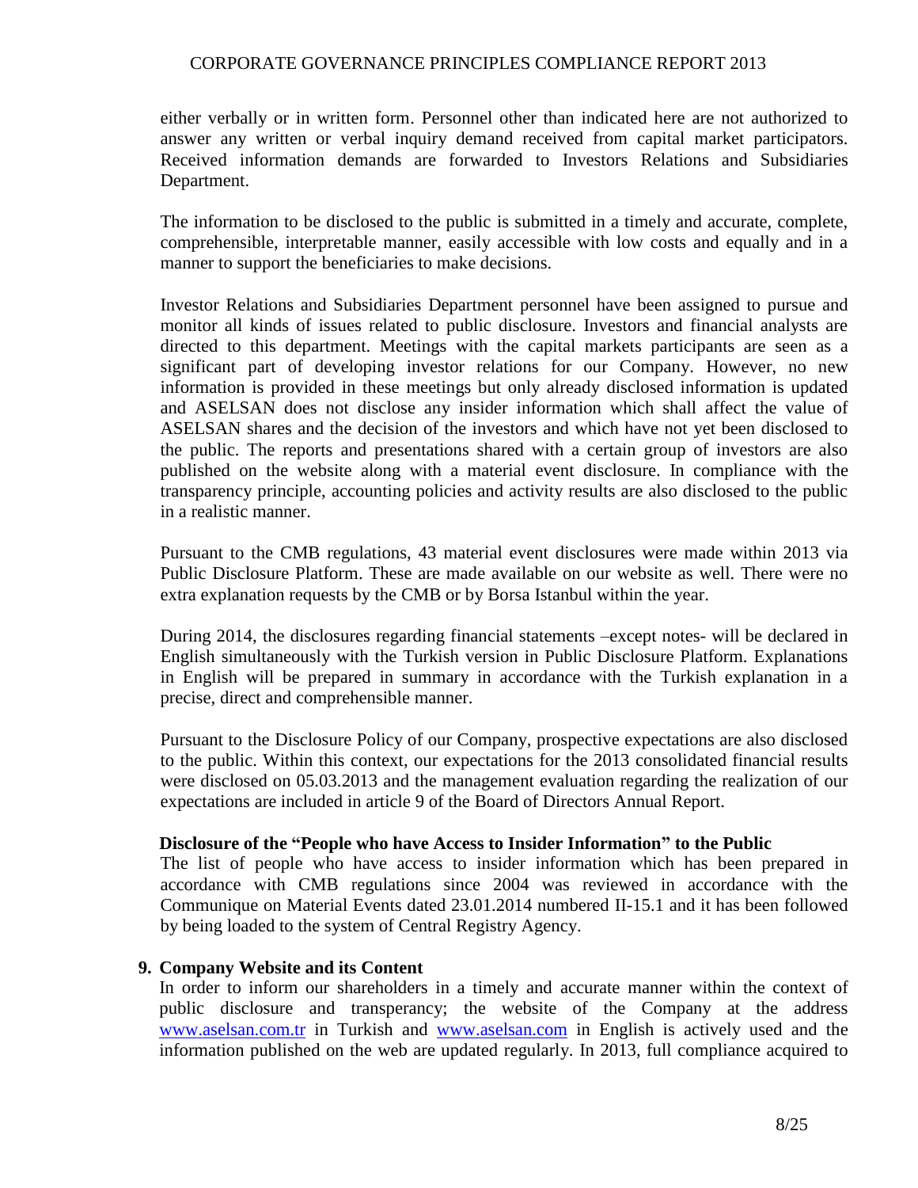either verbally or in written form. Personnel other than indicated here are not authorized to answer any written or verbal inquiry demand received from capital market participators. Received information demands are forwarded to Investors Relations and Subsidiaries Department.

The information to be disclosed to the public is submitted in a timely and accurate, complete, comprehensible, interpretable manner, easily accessible with low costs and equally and in a manner to support the beneficiaries to make decisions.

Investor Relations and Subsidiaries Department personnel have been assigned to pursue and monitor all kinds of issues related to public disclosure. Investors and financial analysts are directed to this department. Meetings with the capital markets participants are seen as a significant part of developing investor relations for our Company. However, no new information is provided in these meetings but only already disclosed information is updated and ASELSAN does not disclose any insider information which shall affect the value of ASELSAN shares and the decision of the investors and which have not yet been disclosed to the public. The reports and presentations shared with a certain group of investors are also published on the website along with a material event disclosure. In compliance with the transparency principle, accounting policies and activity results are also disclosed to the public in a realistic manner.

Pursuant to the CMB regulations, 43 material event disclosures were made within 2013 via Public Disclosure Platform. These are made available on our website as well. There were no extra explanation requests by the CMB or by Borsa Istanbul within the year.

During 2014, the disclosures regarding financial statements –except notes- will be declared in English simultaneously with the Turkish version in Public Disclosure Platform. Explanations in English will be prepared in summary in accordance with the Turkish explanation in a precise, direct and comprehensible manner.

Pursuant to the Disclosure Policy of our Company, prospective expectations are also disclosed to the public. Within this context, our expectations for the 2013 consolidated financial results were disclosed on 05.03.2013 and the management evaluation regarding the realization of our expectations are included in article 9 of the Board of Directors Annual Report.

**Disclosure of the "People who have Access to Insider Information" to the Public**

The list of people who have access to insider information which has been prepared in accordance with CMB regulations since 2004 was reviewed in accordance with the Communique on Material Events dated 23.01.2014 numbered II-15.1 and it has been followed by being loaded to the system of Central Registry Agency.

## 9. Company Website and its Content

In order to inform our shareholders in a timely and accurate manner within the context of public disclosure and transperancy; the website of the Company at the address www.aselsan.com.tr in Turkish and www.aselsan.com in English is actively used and the information published on the web are updated regularly. In 2013, full compliance acquired to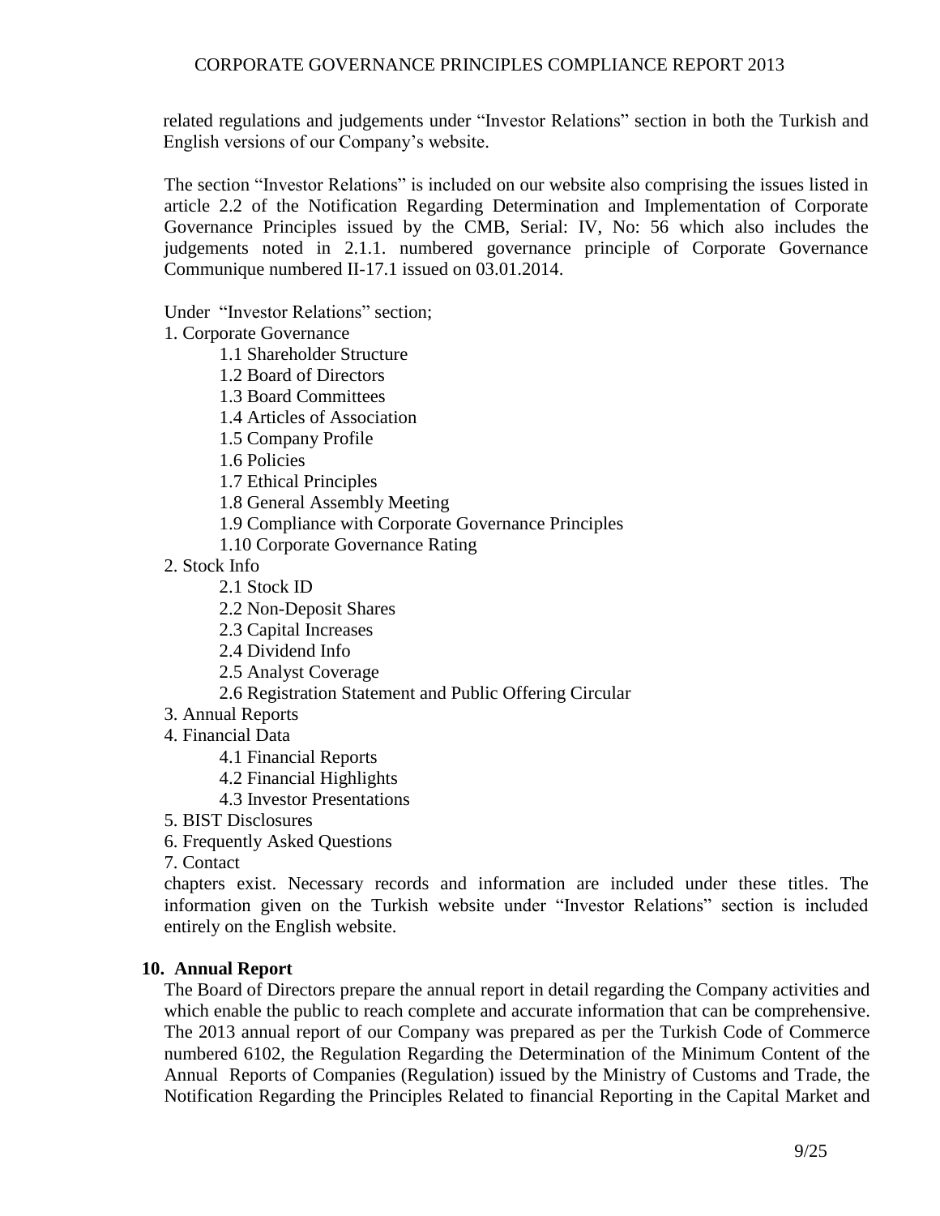related regulations and judgements under "Investor Relations" section in both the Turkish and English versions of our Company's website.

The section "Investor Relations" is included on our website also comprising the issues listed in article 2.2 of the Notification Regarding Determination and Implementation of Corporate Governance Principles issued by the CMB, Serial: IV, No: 56 which also includes the judgements noted in 2.1.1. numbered governance principle of Corporate Governance Communique numbered II-17.1 issued on 03.01.2014.

Under "Investor Relations" section;

1. Corporate Governance
    - 1.1 Shareholder Structure
    - 1.2 Board of Directors
    - 1.3 Board Committees
    - 1.4 Articles of Association
    - 1.5 Company Profile
    - 1.6 Policies
    - 1.7 Ethical Principles
    - 1.8 General Assembly Meeting
    - 1.9 Compliance with Corporate Governance Principles
    - 1.10 Corporate Governance Rating
2. Stock Info
    - 2.1 Stock ID
    - 2.2 Non-Deposit Shares
    - 2.3 Capital Increases
    - 2.4 Dividend Info
    - 2.5 Analyst Coverage
    - 2.6 Registration Statement and Public Offering Circular
3. Annual Reports
4. Financial Data
    - 4.1 Financial Reports
    - 4.2 Financial Highlights
    - 4.3 Investor Presentations
5. BIST Disclosures
6. Frequently Asked Questions
7. Contact

chapters exist. Necessary records and information are included under these titles. The information given on the Turkish website under "Investor Relations" section is included entirely on the English website.

**10. Annual Report**

The Board of Directors prepare the annual report in detail regarding the Company activities and which enable the public to reach complete and accurate information that can be comprehensive. The 2013 annual report of our Company was prepared as per the Turkish Code of Commerce numbered 6102, the Regulation Regarding the Determination of the Minimum Content of the Annual Reports of Companies (Regulation) issued by the Ministry of Customs and Trade, the Notification Regarding the Principles Related to financial Reporting in the Capital Market and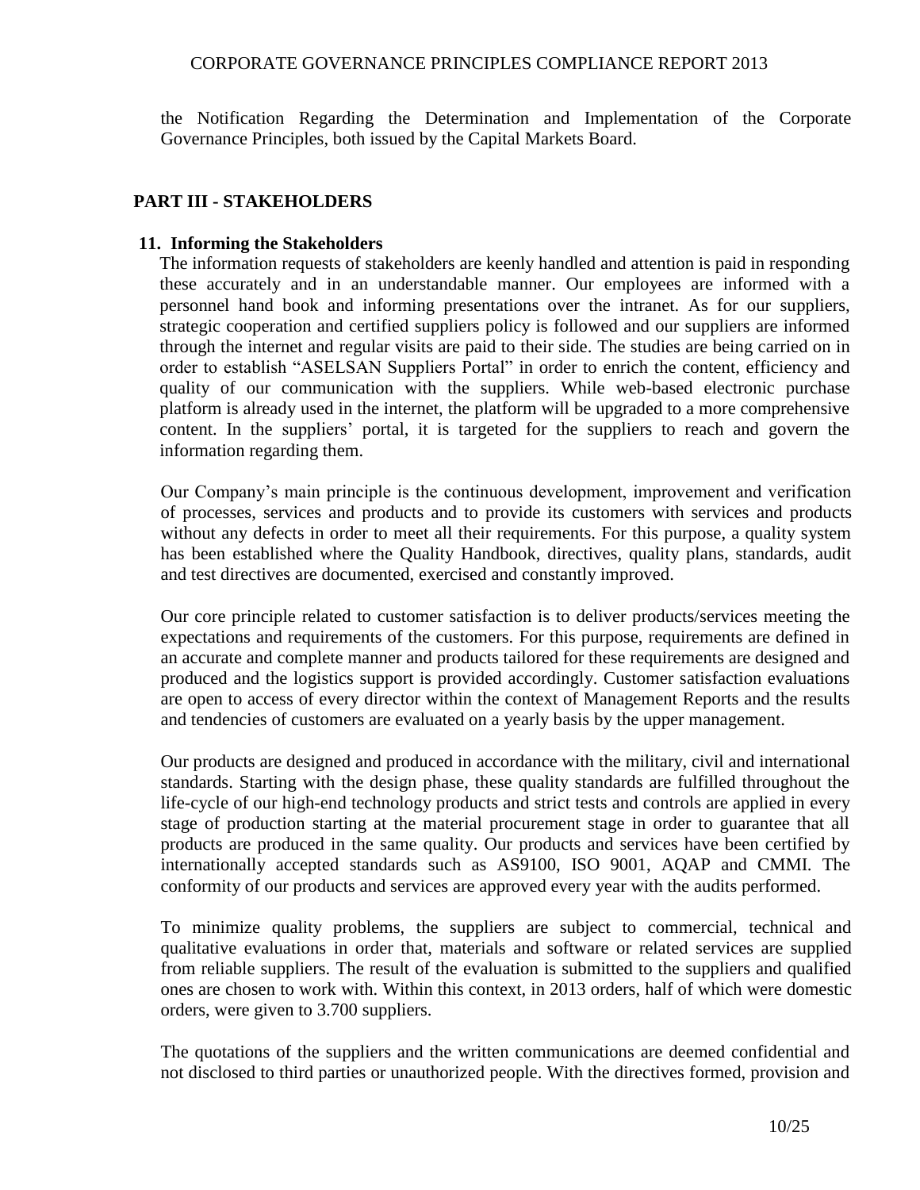the Notification Regarding the Determination and Implementation of the Corporate Governance Principles, both issued by the Capital Markets Board.

## PART III - STAKEHOLDERS

### 11. Informing the Stakeholders

The information requests of stakeholders are keenly handled and attention is paid in responding these accurately and in an understandable manner. Our employees are informed with a personnel hand book and informing presentations over the intranet. As for our suppliers, strategic cooperation and certified suppliers policy is followed and our suppliers are informed through the internet and regular visits are paid to their side. The studies are being carried on in order to establish "ASELSAN Suppliers Portal" in order to enrich the content, efficiency and quality of our communication with the suppliers. While web-based electronic purchase platform is already used in the internet, the platform will be upgraded to a more comprehensive content. In the suppliers' portal, it is targeted for the suppliers to reach and govern the information regarding them.

Our Company's main principle is the continuous development, improvement and verification of processes, services and products and to provide its customers with services and products without any defects in order to meet all their requirements. For this purpose, a quality system has been established where the Quality Handbook, directives, quality plans, standards, audit and test directives are documented, exercised and constantly improved.

Our core principle related to customer satisfaction is to deliver products/services meeting the expectations and requirements of the customers. For this purpose, requirements are defined in an accurate and complete manner and products tailored for these requirements are designed and produced and the logistics support is provided accordingly. Customer satisfaction evaluations are open to access of every director within the context of Management Reports and the results and tendencies of customers are evaluated on a yearly basis by the upper management.

Our products are designed and produced in accordance with the military, civil and international standards. Starting with the design phase, these quality standards are fulfilled throughout the life-cycle of our high-end technology products and strict tests and controls are applied in every stage of production starting at the material procurement stage in order to guarantee that all products are produced in the same quality. Our products and services have been certified by internationally accepted standards such as AS9100, ISO 9001, AQAP and CMMI. The conformity of our products and services are approved every year with the audits performed.

To minimize quality problems, the suppliers are subject to commercial, technical and qualitative evaluations in order that, materials and software or related services are supplied from reliable suppliers. The result of the evaluation is submitted to the suppliers and qualified ones are chosen to work with. Within this context, in 2013 orders, half of which were domestic orders, were given to 3.700 suppliers.

The quotations of the suppliers and the written communications are deemed confidential and not disclosed to third parties or unauthorized people. With the directives formed, provision and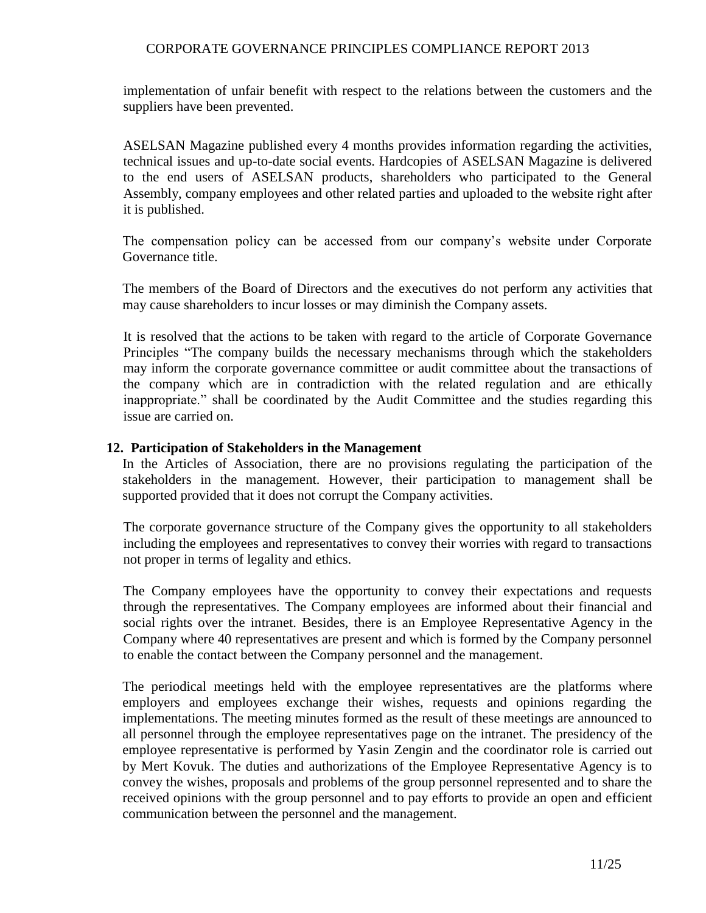implementation of unfair benefit with respect to the relations between the customers and the suppliers have been prevented.

ASELSAN Magazine published every 4 months provides information regarding the activities, technical issues and up-to-date social events. Hardcopies of ASELSAN Magazine is delivered to the end users of ASELSAN products, shareholders who participated to the General Assembly, company employees and other related parties and uploaded to the website right after it is published.

The compensation policy can be accessed from our company's website under Corporate Governance title.

The members of the Board of Directors and the executives do not perform any activities that may cause shareholders to incur losses or may diminish the Company assets.

It is resolved that the actions to be taken with regard to the article of Corporate Governance Principles "The company builds the necessary mechanisms through which the stakeholders may inform the corporate governance committee or audit committee about the transactions of the company which are in contradiction with the related regulation and are ethically inappropriate." shall be coordinated by the Audit Committee and the studies regarding this issue are carried on.

## 12. Participation of Stakeholders in the Management

In the Articles of Association, there are no provisions regulating the participation of the stakeholders in the management. However, their participation to management shall be supported provided that it does not corrupt the Company activities.

The corporate governance structure of the Company gives the opportunity to all stakeholders including the employees and representatives to convey their worries with regard to transactions not proper in terms of legality and ethics.

The Company employees have the opportunity to convey their expectations and requests through the representatives. The Company employees are informed about their financial and social rights over the intranet. Besides, there is an Employee Representative Agency in the Company where 40 representatives are present and which is formed by the Company personnel to enable the contact between the Company personnel and the management.

The periodical meetings held with the employee representatives are the platforms where employers and employees exchange their wishes, requests and opinions regarding the implementations. The meeting minutes formed as the result of these meetings are announced to all personnel through the employee representatives page on the intranet. The presidency of the employee representative is performed by Yasin Zengin and the coordinator role is carried out by Mert Kovuk. The duties and authorizations of the Employee Representative Agency is to convey the wishes, proposals and problems of the group personnel represented and to share the received opinions with the group personnel and to pay efforts to provide an open and efficient communication between the personnel and the management.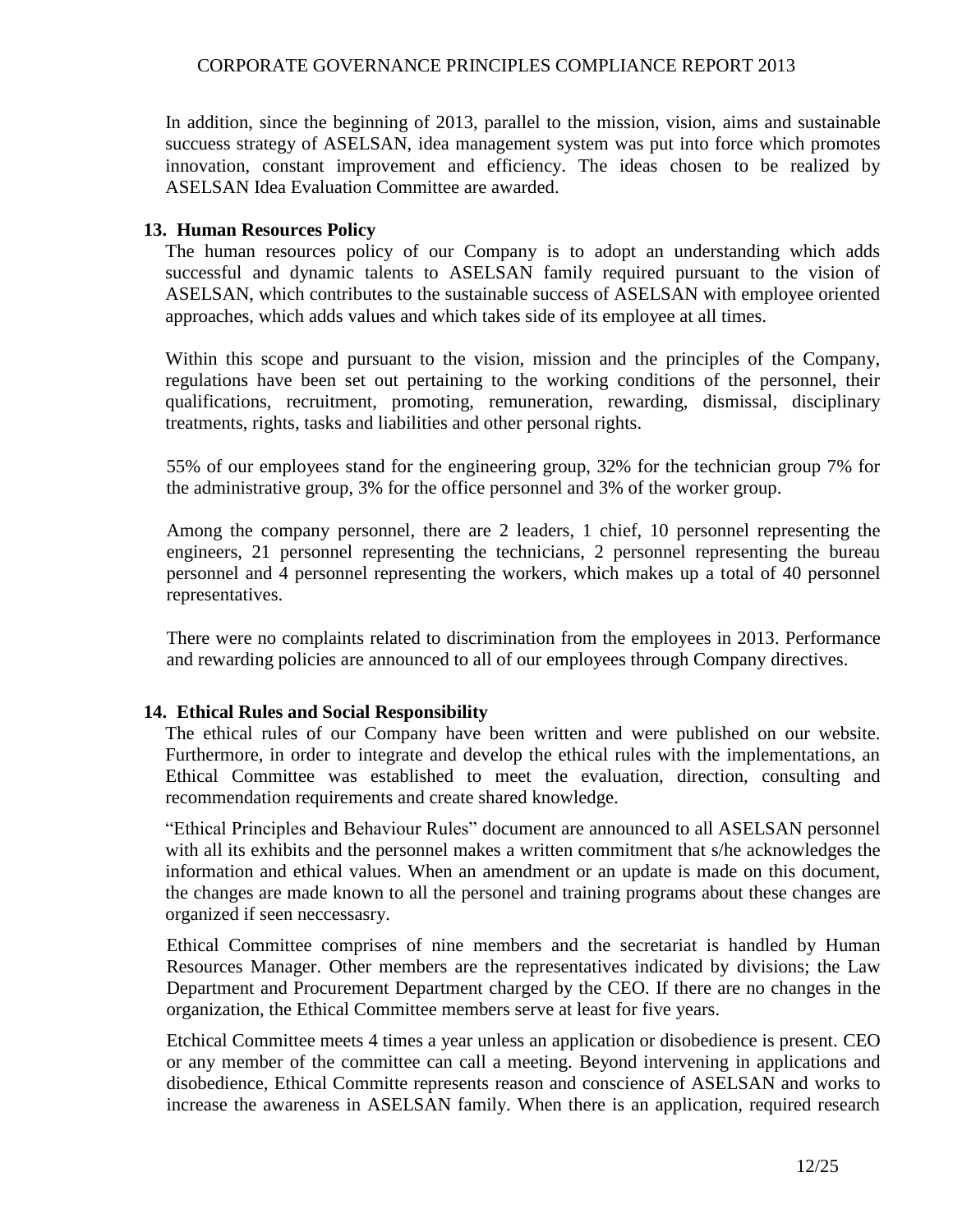In addition, since the beginning of 2013, parallel to the mission, vision, aims and sustainable succuess strategy of ASELSAN, idea management system was put into force which promotes innovation, constant improvement and efficiency. The ideas chosen to be realized by ASELSAN Idea Evaluation Committee are awarded.

## 13. Human Resources Policy

The human resources policy of our Company is to adopt an understanding which adds successful and dynamic talents to ASELSAN family required pursuant to the vision of ASELSAN, which contributes to the sustainable success of ASELSAN with employee oriented approaches, which adds values and which takes side of its employee at all times.

Within this scope and pursuant to the vision, mission and the principles of the Company, regulations have been set out pertaining to the working conditions of the personnel, their qualifications, recruitment, promoting, remuneration, rewarding, dismissal, disciplinary treatments, rights, tasks and liabilities and other personal rights.

55% of our employees stand for the engineering group, 32% for the technician group 7% for the administrative group, 3% for the office personnel and 3% of the worker group.

Among the company personnel, there are 2 leaders, 1 chief, 10 personnel representing the engineers, 21 personnel representing the technicians, 2 personnel representing the bureau personnel and 4 personnel representing the workers, which makes up a total of 40 personnel representatives.

There were no complaints related to discrimination from the employees in 2013. Performance and rewarding policies are announced to all of our employees through Company directives.

## 14. Ethical Rules and Social Responsibility

The ethical rules of our Company have been written and were published on our website. Furthermore, in order to integrate and develop the ethical rules with the implementations, an Ethical Committee was established to meet the evaluation, direction, consulting and recommendation requirements and create shared knowledge.

"Ethical Principles and Behaviour Rules" document are announced to all ASELSAN personnel with all its exhibits and the personnel makes a written commitment that s/he acknowledges the information and ethical values. When an amendment or an update is made on this document, the changes are made known to all the personel and training programs about these changes are organized if seen neccessasry.

Ethical Committee comprises of nine members and the secretariat is handled by Human Resources Manager. Other members are the representatives indicated by divisions; the Law Department and Procurement Department charged by the CEO. If there are no changes in the organization, the Ethical Committee members serve at least for five years.

Etchical Committee meets 4 times a year unless an application or disobedience is present. CEO or any member of the committee can call a meeting. Beyond intervening in applications and disobedience, Ethical Committe represents reason and conscience of ASELSAN and works to increase the awareness in ASELSAN family. When there is an application, required research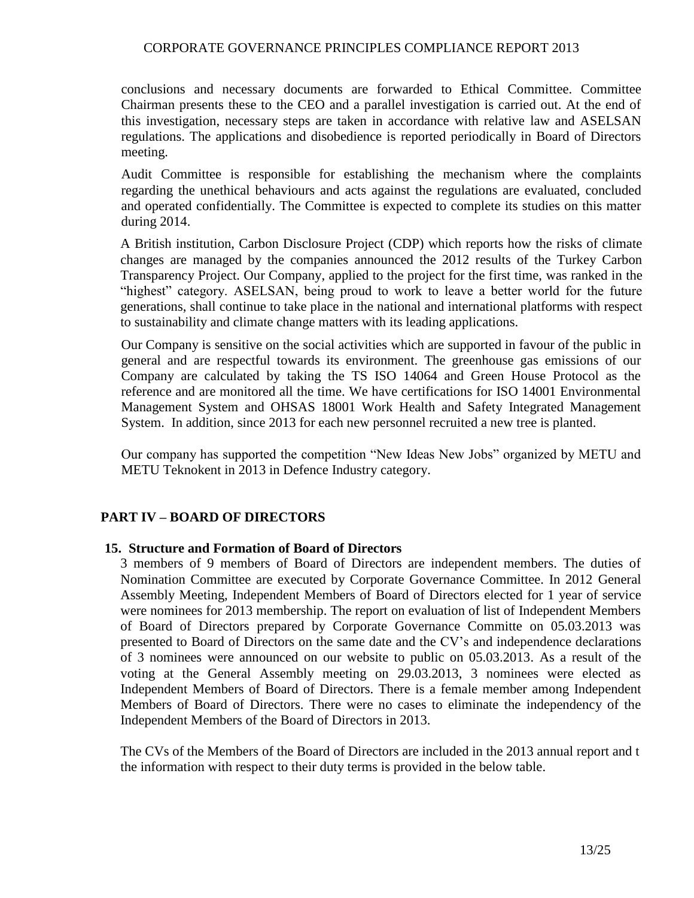conclusions and necessary documents are forwarded to Ethical Committee. Committee Chairman presents these to the CEO and a parallel investigation is carried out. At the end of this investigation, necessary steps are taken in accordance with relative law and ASELSAN regulations. The applications and disobedience is reported periodically in Board of Directors meeting.

Audit Committee is responsible for establishing the mechanism where the complaints regarding the unethical behaviours and acts against the regulations are evaluated, concluded and operated confidentially. The Committee is expected to complete its studies on this matter during 2014.

A British institution, Carbon Disclosure Project (CDP) which reports how the risks of climate changes are managed by the companies announced the 2012 results of the Turkey Carbon Transparency Project. Our Company, applied to the project for the first time, was ranked in the "highest" category. ASELSAN, being proud to work to leave a better world for the future generations, shall continue to take place in the national and international platforms with respect to sustainability and climate change matters with its leading applications.

Our Company is sensitive on the social activities which are supported in favour of the public in general and are respectful towards its environment. The greenhouse gas emissions of our Company are calculated by taking the TS ISO 14064 and Green House Protocol as the reference and are monitored all the time. We have certifications for ISO 14001 Environmental Management System and OHSAS 18001 Work Health and Safety Integrated Management System. In addition, since 2013 for each new personnel recruited a new tree is planted.

Our company has supported the competition "New Ideas New Jobs" organized by METU and METU Teknokent in 2013 in Defence Industry category.

## PART IV – BOARD OF DIRECTORS

### 15. Structure and Formation of Board of Directors

3 members of 9 members of Board of Directors are independent members. The duties of Nomination Committee are executed by Corporate Governance Committee. In 2012 General Assembly Meeting, Independent Members of Board of Directors elected for 1 year of service were nominees for 2013 membership. The report on evaluation of list of Independent Members of Board of Directors prepared by Corporate Governance Committe on 05.03.2013 was presented to Board of Directors on the same date and the CV's and independence declarations of 3 nominees were announced on our website to public on 05.03.2013. As a result of the voting at the General Assembly meeting on 29.03.2013, 3 nominees were elected as Independent Members of Board of Directors. There is a female member among Independent Members of Board of Directors. There were no cases to eliminate the independency of the Independent Members of the Board of Directors in 2013.

The CVs of the Members of the Board of Directors are included in the 2013 annual report and t the information with respect to their duty terms is provided in the below table.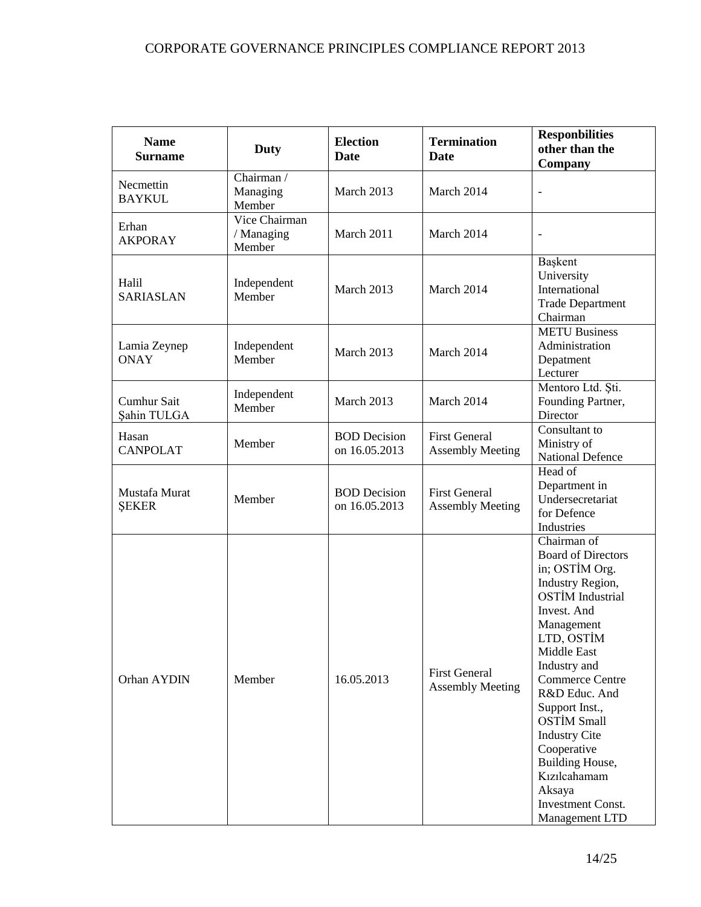| Name Surname | Duty | Election Date | Termination Date | Responbilities other than the Company |
|---|---|---|---|---|
| Necmettin BAYKUL | Chairman / Managing Member | March 2013 | March 2014 | - |
| Erhan AKPORAY | Vice Chairman / Managing Member | March 2011 | March 2014 | - |
| Halil SARIASLAN | Independent Member | March 2013 | March 2014 | Başkent University International Trade Department Chairman |
| Lamia Zeynep ONAY | Independent Member | March 2013 | March 2014 | METU Business Administration Depatment Lecturer |
| Cumhur Sait Şahin TULGA | Independent Member | March 2013 | March 2014 | Mentoro Ltd. Şti. Founding Partner, Director |
| Hasan CANPOLAT | Member | BOD Decision on 16.05.2013 | First General Assembly Meeting | Consultant to Ministry of National Defence |
| Mustafa Murat ŞEKER | Member | BOD Decision on 16.05.2013 | First General Assembly Meeting | Head of Department in Undersecretariat for Defence Industries |
| Orhan AYDIN | Member | 16.05.2013 | First General Assembly Meeting | Chairman of Board of Directors in; OSTİM Org. Industry Region, OSTİM Industrial Invest. And Management LTD, OSTİM Middle East Industry and Commerce Centre R&D Educ. And Support Inst., OSTİM Small Industry Cite Cooperative Building House, Kızılcahamam Aksaya Investment Const. Management LTD |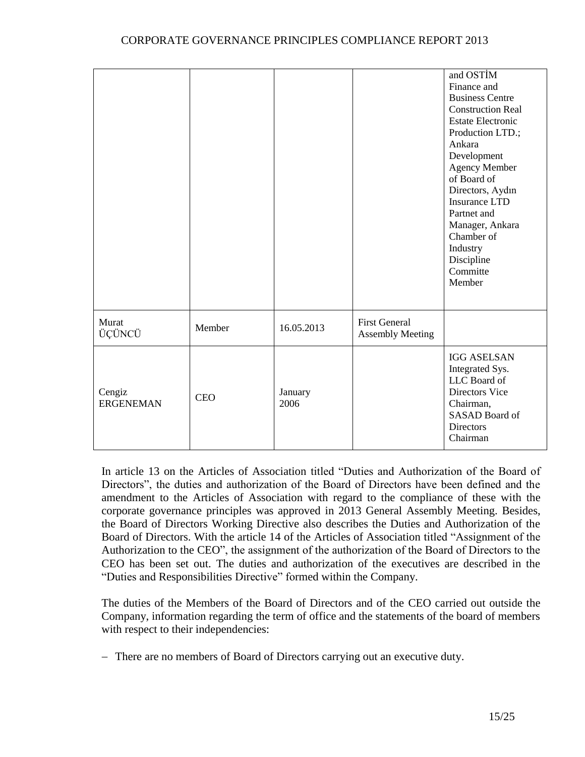| | | | | |
|---|---|---|---|---|
| | | | | and OSTİM Finance and Business Centre Construction Real Estate Electronic Production LTD.; Ankara Development Agency Member of Board of Directors, Aydın Insurance LTD Partnet and Manager, Ankara Chamber of Industry Discipline Committe Member |
| Murat ÜÇÜNCÜ | Member | 16.05.2013 | First General Assembly Meeting | |
| Cengiz ERGENEMAN | CEO | January 2006 | | IGG ASELSAN Integrated Sys. LLC Board of Directors Vice Chairman, SASAD Board of Directors Chairman |

In article 13 on the Articles of Association titled "Duties and Authorization of the Board of Directors", the duties and authorization of the Board of Directors have been defined and the amendment to the Articles of Association with regard to the compliance of these with the corporate governance principles was approved in 2013 General Assembly Meeting. Besides, the Board of Directors Working Directive also describes the Duties and Authorization of the Board of Directors. With the article 14 of the Articles of Association titled "Assignment of the Authorization to the CEO", the assignment of the authorization of the Board of Directors to the CEO has been set out. The duties and authorization of the executives are described in the "Duties and Responsibilities Directive" formed within the Company.

The duties of the Members of the Board of Directors and of the CEO carried out outside the Company, information regarding the term of office and the statements of the board of members with respect to their independencies:

- There are no members of Board of Directors carrying out an executive duty.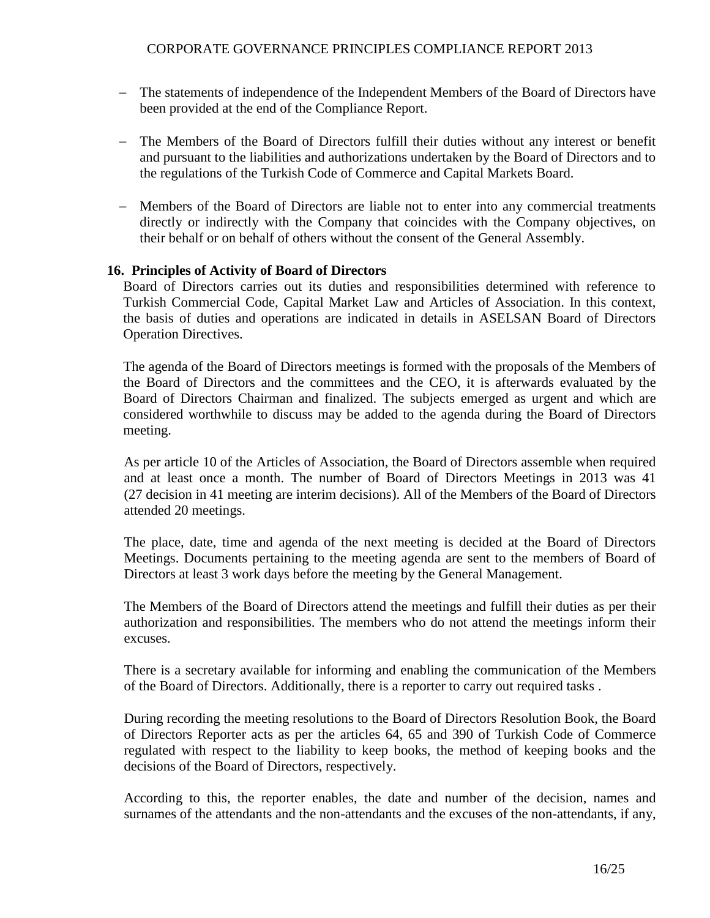- The statements of independence of the Independent Members of the Board of Directors have been provided at the end of the Compliance Report.

- The Members of the Board of Directors fulfill their duties without any interest or benefit and pursuant to the liabilities and authorizations undertaken by the Board of Directors and to the regulations of the Turkish Code of Commerce and Capital Markets Board.

- Members of the Board of Directors are liable not to enter into any commercial treatments directly or indirectly with the Company that coincides with the Company objectives, on their behalf or on behalf of others without the consent of the General Assembly.

## 16. Principles of Activity of Board of Directors

Board of Directors carries out its duties and responsibilities determined with reference to Turkish Commercial Code, Capital Market Law and Articles of Association. In this context, the basis of duties and operations are indicated in details in ASELSAN Board of Directors Operation Directives.

The agenda of the Board of Directors meetings is formed with the proposals of the Members of the Board of Directors and the committees and the CEO, it is afterwards evaluated by the Board of Directors Chairman and finalized. The subjects emerged as urgent and which are considered worthwhile to discuss may be added to the agenda during the Board of Directors meeting.

As per article 10 of the Articles of Association, the Board of Directors assemble when required and at least once a month. The number of Board of Directors Meetings in 2013 was 41 (27 decision in 41 meeting are interim decisions). All of the Members of the Board of Directors attended 20 meetings.

The place, date, time and agenda of the next meeting is decided at the Board of Directors Meetings. Documents pertaining to the meeting agenda are sent to the members of Board of Directors at least 3 work days before the meeting by the General Management.

The Members of the Board of Directors attend the meetings and fulfill their duties as per their authorization and responsibilities. The members who do not attend the meetings inform their excuses.

There is a secretary available for informing and enabling the communication of the Members of the Board of Directors. Additionally, there is a reporter to carry out required tasks .

During recording the meeting resolutions to the Board of Directors Resolution Book, the Board of Directors Reporter acts as per the articles 64, 65 and 390 of Turkish Code of Commerce regulated with respect to the liability to keep books, the method of keeping books and the decisions of the Board of Directors, respectively.

According to this, the reporter enables, the date and number of the decision, names and surnames of the attendants and the non-attendants and the excuses of the non-attendants, if any,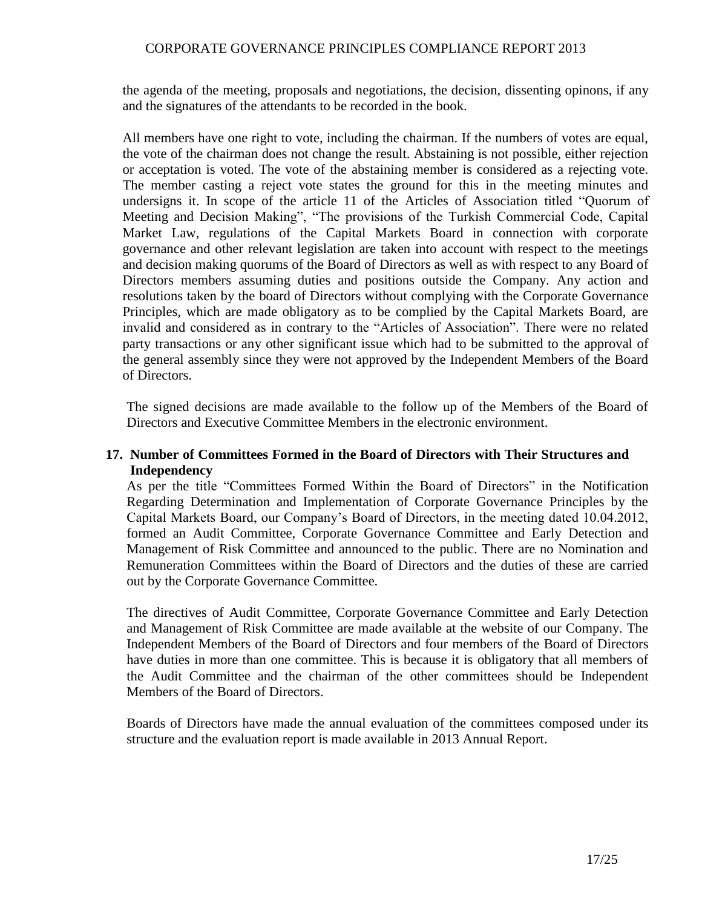the agenda of the meeting, proposals and negotiations, the decision, dissenting opinons, if any and the signatures of the attendants to be recorded in the book.

All members have one right to vote, including the chairman. If the numbers of votes are equal, the vote of the chairman does not change the result. Abstaining is not possible, either rejection or acceptation is voted. The vote of the abstaining member is considered as a rejecting vote. The member casting a reject vote states the ground for this in the meeting minutes and undersigns it. In scope of the article 11 of the Articles of Association titled "Quorum of Meeting and Decision Making", "The provisions of the Turkish Commercial Code, Capital Market Law, regulations of the Capital Markets Board in connection with corporate governance and other relevant legislation are taken into account with respect to the meetings and decision making quorums of the Board of Directors as well as with respect to any Board of Directors members assuming duties and positions outside the Company. Any action and resolutions taken by the board of Directors without complying with the Corporate Governance Principles, which are made obligatory as to be complied by the Capital Markets Board, are invalid and considered as in contrary to the "Articles of Association". There were no related party transactions or any other significant issue which had to be submitted to the approval of the general assembly since they were not approved by the Independent Members of the Board of Directors.

The signed decisions are made available to the follow up of the Members of the Board of Directors and Executive Committee Members in the electronic environment.

## 17. Number of Committees Formed in the Board of Directors with Their Structures and Independency

As per the title "Committees Formed Within the Board of Directors" in the Notification Regarding Determination and Implementation of Corporate Governance Principles by the Capital Markets Board, our Company's Board of Directors, in the meeting dated 10.04.2012, formed an Audit Committee, Corporate Governance Committee and Early Detection and Management of Risk Committee and announced to the public. There are no Nomination and Remuneration Committees within the Board of Directors and the duties of these are carried out by the Corporate Governance Committee.

The directives of Audit Committee, Corporate Governance Committee and Early Detection and Management of Risk Committee are made available at the website of our Company. The Independent Members of the Board of Directors and four members of the Board of Directors have duties in more than one committee. This is because it is obligatory that all members of the Audit Committee and the chairman of the other committees should be Independent Members of the Board of Directors.

Boards of Directors have made the annual evaluation of the committees composed under its structure and the evaluation report is made available in 2013 Annual Report.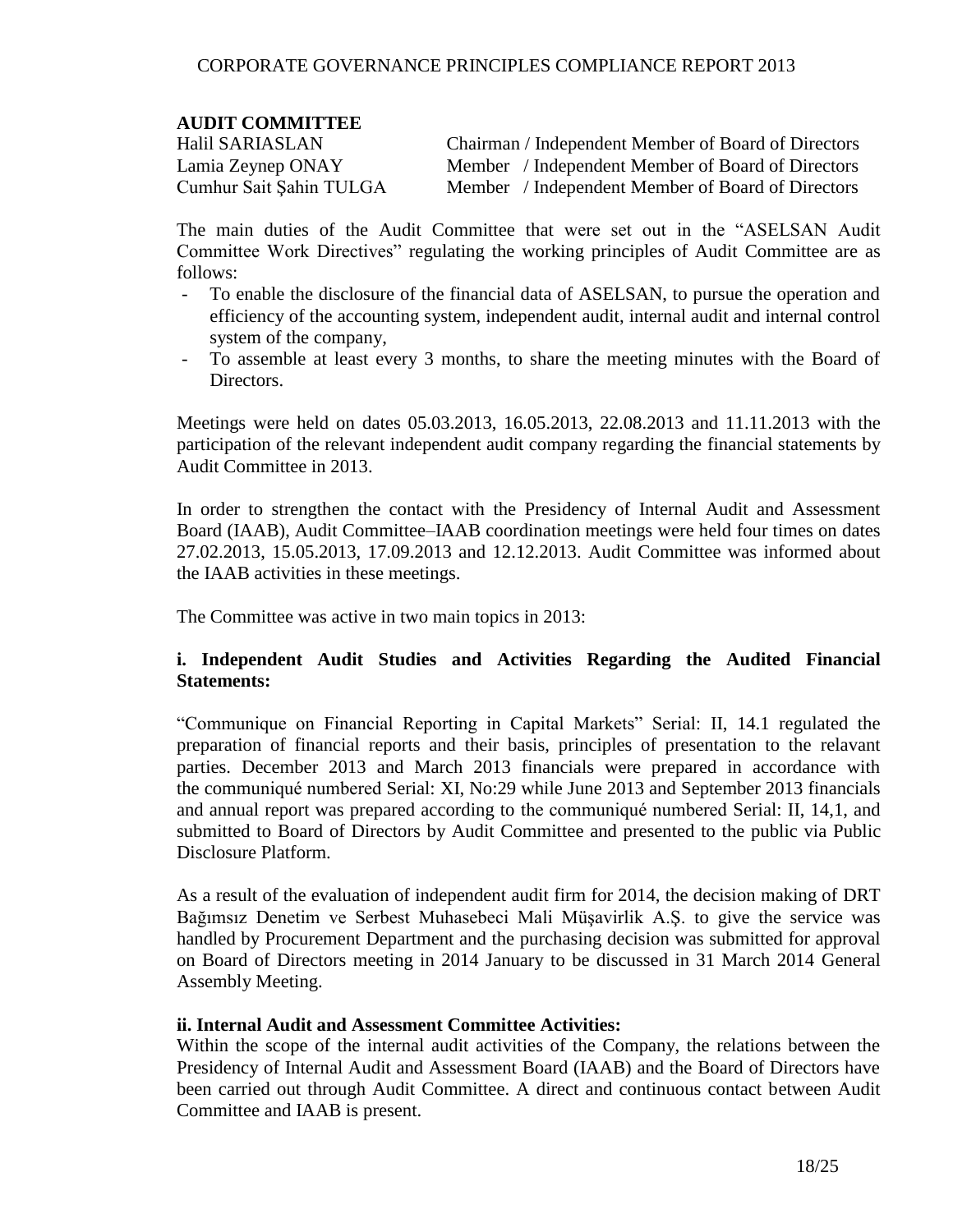## AUDIT COMMITTEE

| | |
|---|---|
| Halil SARIASLAN | Chairman / Independent Member of Board of Directors |
| Lamia Zeynep ONAY | Member / Independent Member of Board of Directors |
| Cumhur Sait Şahin TULGA | Member / Independent Member of Board of Directors |

The main duties of the Audit Committee that were set out in the "ASELSAN Audit Committee Work Directives" regulating the working principles of Audit Committee are as follows:

- To enable the disclosure of the financial data of ASELSAN, to pursue the operation and efficiency of the accounting system, independent audit, internal audit and internal control system of the company,
- To assemble at least every 3 months, to share the meeting minutes with the Board of Directors.

Meetings were held on dates 05.03.2013, 16.05.2013, 22.08.2013 and 11.11.2013 with the participation of the relevant independent audit company regarding the financial statements by Audit Committee in 2013.

In order to strengthen the contact with the Presidency of Internal Audit and Assessment Board (IAAB), Audit Committee–IAAB coordination meetings were held four times on dates 27.02.2013, 15.05.2013, 17.09.2013 and 12.12.2013. Audit Committee was informed about the IAAB activities in these meetings.

The Committee was active in two main topics in 2013:

### i. Independent Audit Studies and Activities Regarding the Audited Financial Statements:

"Communique on Financial Reporting in Capital Markets" Serial: II, 14.1 regulated the preparation of financial reports and their basis, principles of presentation to the relavant parties. December 2013 and March 2013 financials were prepared in accordance with the communiqué numbered Serial: XI, No:29 while June 2013 and September 2013 financials and annual report was prepared according to the communiqué numbered Serial: II, 14,1, and submitted to Board of Directors by Audit Committee and presented to the public via Public Disclosure Platform.

As a result of the evaluation of independent audit firm for 2014, the decision making of DRT Bağımsız Denetim ve Serbest Muhasebeci Mali Müşavirlik A.Ş. to give the service was handled by Procurement Department and the purchasing decision was submitted for approval on Board of Directors meeting in 2014 January to be discussed in 31 March 2014 General Assembly Meeting.

### ii. Internal Audit and Assessment Committee Activities:

Within the scope of the internal audit activities of the Company, the relations between the Presidency of Internal Audit and Assessment Board (IAAB) and the Board of Directors have been carried out through Audit Committee. A direct and continuous contact between Audit Committee and IAAB is present.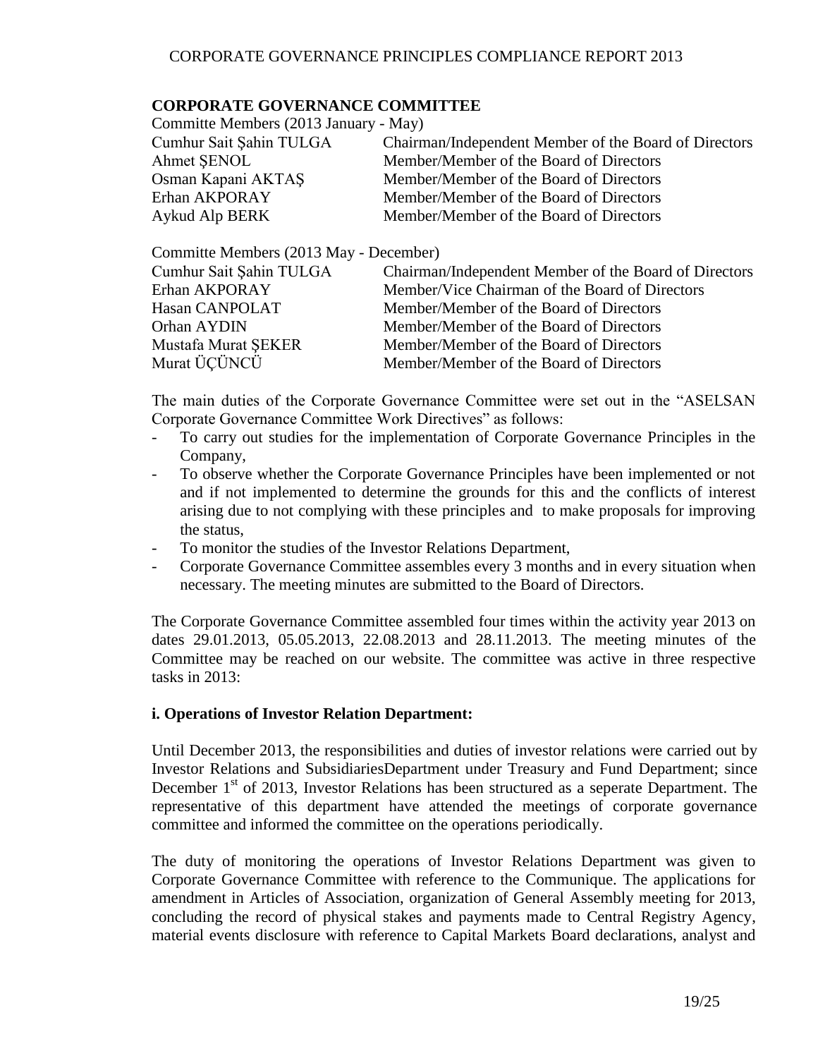## CORPORATE GOVERNANCE COMMITTEE

Committe Members (2013 January - May)

| | |
|---|---|
| Cumhur Sait Şahin TULGA | Chairman/Independent Member of the Board of Directors |
| Ahmet ŞENOL | Member/Member of the Board of Directors |
| Osman Kapani AKTAŞ | Member/Member of the Board of Directors |
| Erhan AKPORAY | Member/Member of the Board of Directors |
| Aykud Alp BERK | Member/Member of the Board of Directors |

Committe Members (2013 May - December)

| | |
|---|---|
| Cumhur Sait Şahin TULGA | Chairman/Independent Member of the Board of Directors |
| Erhan AKPORAY | Member/Vice Chairman of the Board of Directors |
| Hasan CANPOLAT | Member/Member of the Board of Directors |
| Orhan AYDIN | Member/Member of the Board of Directors |
| Mustafa Murat ŞEKER | Member/Member of the Board of Directors |
| Murat ÜÇÜNCÜ | Member/Member of the Board of Directors |

The main duties of the Corporate Governance Committee were set out in the "ASELSAN Corporate Governance Committee Work Directives" as follows:

- To carry out studies for the implementation of Corporate Governance Principles in the Company,
- To observe whether the Corporate Governance Principles have been implemented or not and if not implemented to determine the grounds for this and the conflicts of interest arising due to not complying with these principles and to make proposals for improving the status,
- To monitor the studies of the Investor Relations Department,
- Corporate Governance Committee assembles every 3 months and in every situation when necessary. The meeting minutes are submitted to the Board of Directors.

The Corporate Governance Committee assembled four times within the activity year 2013 on dates 29.01.2013, 05.05.2013, 22.08.2013 and 28.11.2013. The meeting minutes of the Committee may be reached on our website. The committee was active in three respective tasks in 2013:

**i. Operations of Investor Relation Department:**

Until December 2013, the responsibilities and duties of investor relations were carried out by Investor Relations and SubsidiariesDepartment under Treasury and Fund Department; since December 1st of 2013, Investor Relations has been structured as a seperate Department. The representative of this department have attended the meetings of corporate governance committee and informed the committee on the operations periodically.

The duty of monitoring the operations of Investor Relations Department was given to Corporate Governance Committee with reference to the Communique. The applications for amendment in Articles of Association, organization of General Assembly meeting for 2013, concluding the record of physical stakes and payments made to Central Registry Agency, material events disclosure with reference to Capital Markets Board declarations, analyst and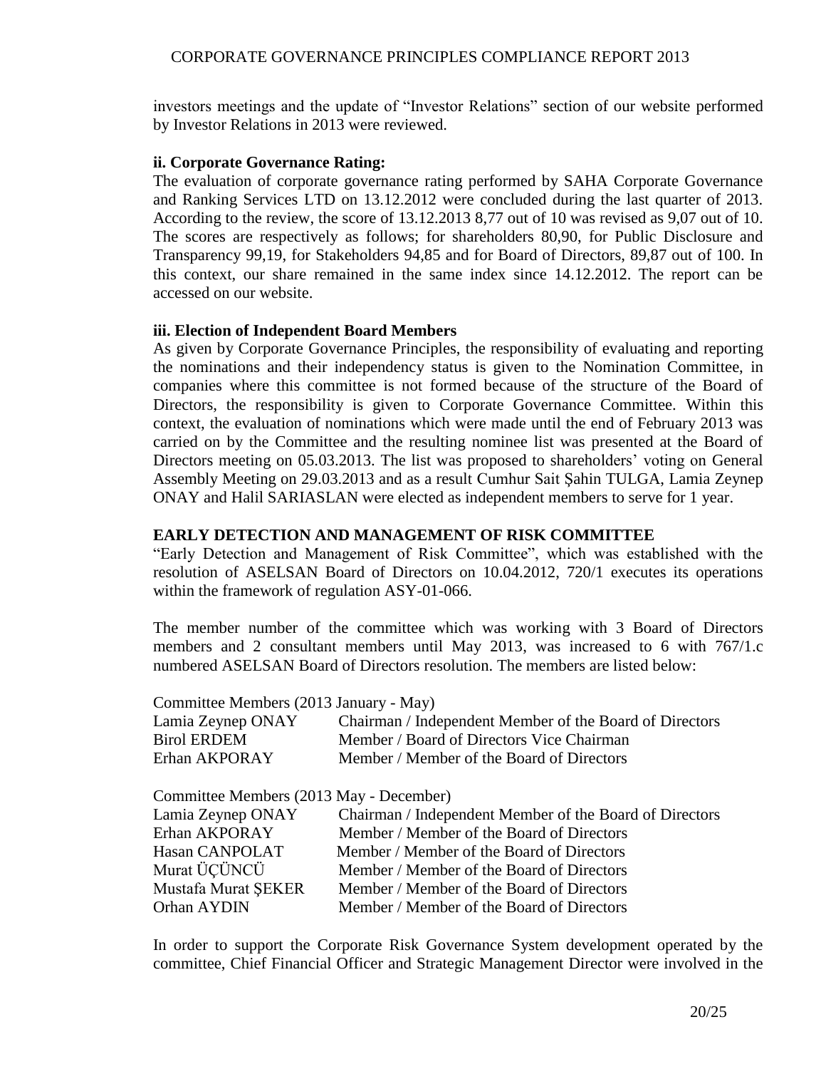investors meetings and the update of "Investor Relations" section of our website performed by Investor Relations in 2013 were reviewed.

**ii. Corporate Governance Rating:**

The evaluation of corporate governance rating performed by SAHA Corporate Governance and Ranking Services LTD on 13.12.2012 were concluded during the last quarter of 2013. According to the review, the score of 13.12.2013 8,77 out of 10 was revised as 9,07 out of 10. The scores are respectively as follows; for shareholders 80,90, for Public Disclosure and Transparency 99,19, for Stakeholders 94,85 and for Board of Directors, 89,87 out of 100. In this context, our share remained in the same index since 14.12.2012. The report can be accessed on our website.

**iii. Election of Independent Board Members**

As given by Corporate Governance Principles, the responsibility of evaluating and reporting the nominations and their independency status is given to the Nomination Committee, in companies where this committee is not formed because of the structure of the Board of Directors, the responsibility is given to Corporate Governance Committee. Within this context, the evaluation of nominations which were made until the end of February 2013 was carried on by the Committee and the resulting nominee list was presented at the Board of Directors meeting on 05.03.2013. The list was proposed to shareholders' voting on General Assembly Meeting on 29.03.2013 and as a result Cumhur Sait Şahin TULGA, Lamia Zeynep ONAY and Halil SARIASLAN were elected as independent members to serve for 1 year.

## EARLY DETECTION AND MANAGEMENT OF RISK COMMITTEE

"Early Detection and Management of Risk Committee", which was established with the resolution of ASELSAN Board of Directors on 10.04.2012, 720/1 executes its operations within the framework of regulation ASY-01-066.

The member number of the committee which was working with 3 Board of Directors members and 2 consultant members until May 2013, was increased to 6 with 767/1.c numbered ASELSAN Board of Directors resolution. The members are listed below:

Committee Members (2013 January - May)

| | |
|---|---|
| Lamia Zeynep ONAY | Chairman / Independent Member of the Board of Directors |
| Birol ERDEM | Member / Board of Directors Vice Chairman |
| Erhan AKPORAY | Member / Member of the Board of Directors |

Committee Members (2013 May - December)

| | |
|---|---|
| Lamia Zeynep ONAY | Chairman / Independent Member of the Board of Directors |
| Erhan AKPORAY | Member / Member of the Board of Directors |
| Hasan CANPOLAT | Member / Member of the Board of Directors |
| Murat ÜÇÜNCÜ | Member / Member of the Board of Directors |
| Mustafa Murat ŞEKER | Member / Member of the Board of Directors |
| Orhan AYDIN | Member / Member of the Board of Directors |

In order to support the Corporate Risk Governance System development operated by the committee, Chief Financial Officer and Strategic Management Director were involved in the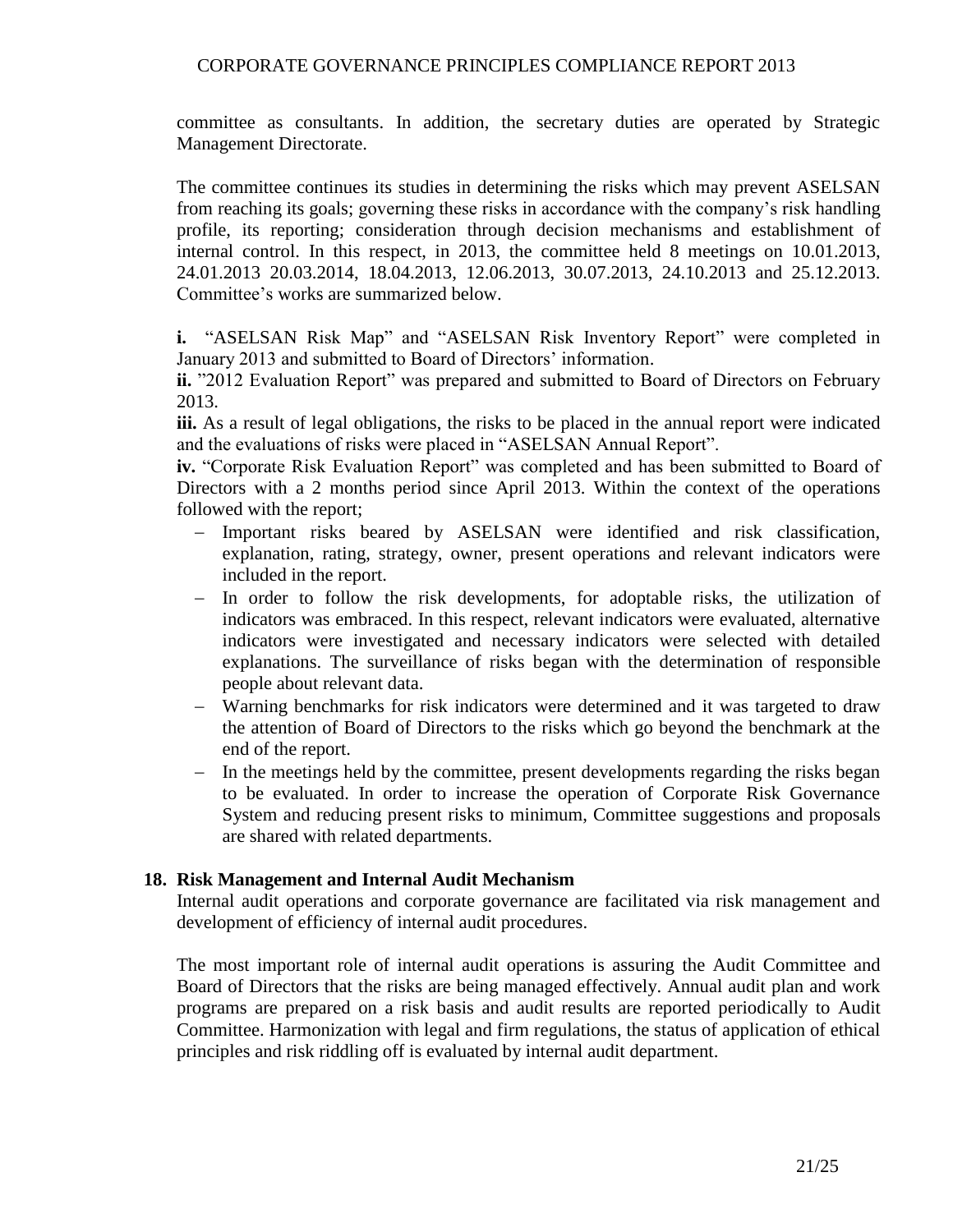committee as consultants. In addition, the secretary duties are operated by Strategic Management Directorate.

The committee continues its studies in determining the risks which may prevent ASELSAN from reaching its goals; governing these risks in accordance with the company's risk handling profile, its reporting; consideration through decision mechanisms and establishment of internal control. In this respect, in 2013, the committee held 8 meetings on 10.01.2013, 24.01.2013 20.03.2014, 18.04.2013, 12.06.2013, 30.07.2013, 24.10.2013 and 25.12.2013. Committee's works are summarized below.

**i.** "ASELSAN Risk Map" and "ASELSAN Risk Inventory Report" were completed in January 2013 and submitted to Board of Directors' information.

**ii.** "2012 Evaluation Report" was prepared and submitted to Board of Directors on February 2013.

**iii.** As a result of legal obligations, the risks to be placed in the annual report were indicated and the evaluations of risks were placed in "ASELSAN Annual Report".

**iv.** "Corporate Risk Evaluation Report" was completed and has been submitted to Board of Directors with a 2 months period since April 2013. Within the context of the operations followed with the report;

- Important risks beared by ASELSAN were identified and risk classification, explanation, rating, strategy, owner, present operations and relevant indicators were included in the report.
- In order to follow the risk developments, for adoptable risks, the utilization of indicators was embraced. In this respect, relevant indicators were evaluated, alternative indicators were investigated and necessary indicators were selected with detailed explanations. The surveillance of risks began with the determination of responsible people about relevant data.
- Warning benchmarks for risk indicators were determined and it was targeted to draw the attention of Board of Directors to the risks which go beyond the benchmark at the end of the report.
- In the meetings held by the committee, present developments regarding the risks began to be evaluated. In order to increase the operation of Corporate Risk Governance System and reducing present risks to minimum, Committee suggestions and proposals are shared with related departments.

## 18. Risk Management and Internal Audit Mechanism

Internal audit operations and corporate governance are facilitated via risk management and development of efficiency of internal audit procedures.

The most important role of internal audit operations is assuring the Audit Committee and Board of Directors that the risks are being managed effectively. Annual audit plan and work programs are prepared on a risk basis and audit results are reported periodically to Audit Committee. Harmonization with legal and firm regulations, the status of application of ethical principles and risk riddling off is evaluated by internal audit department.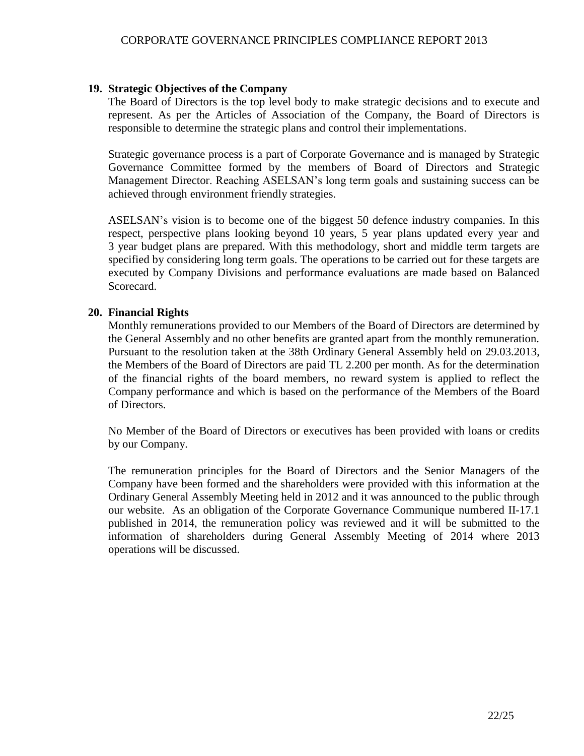## 19. Strategic Objectives of the Company

The Board of Directors is the top level body to make strategic decisions and to execute and represent. As per the Articles of Association of the Company, the Board of Directors is responsible to determine the strategic plans and control their implementations.

Strategic governance process is a part of Corporate Governance and is managed by Strategic Governance Committee formed by the members of Board of Directors and Strategic Management Director. Reaching ASELSAN's long term goals and sustaining success can be achieved through environment friendly strategies.

ASELSAN's vision is to become one of the biggest 50 defence industry companies. In this respect, perspective plans looking beyond 10 years, 5 year plans updated every year and 3 year budget plans are prepared. With this methodology, short and middle term targets are specified by considering long term goals. The operations to be carried out for these targets are executed by Company Divisions and performance evaluations are made based on Balanced Scorecard.

## 20. Financial Rights

Monthly remunerations provided to our Members of the Board of Directors are determined by the General Assembly and no other benefits are granted apart from the monthly remuneration. Pursuant to the resolution taken at the 38th Ordinary General Assembly held on 29.03.2013, the Members of the Board of Directors are paid TL 2.200 per month. As for the determination of the financial rights of the board members, no reward system is applied to reflect the Company performance and which is based on the performance of the Members of the Board of Directors.

No Member of the Board of Directors or executives has been provided with loans or credits by our Company.

The remuneration principles for the Board of Directors and the Senior Managers of the Company have been formed and the shareholders were provided with this information at the Ordinary General Assembly Meeting held in 2012 and it was announced to the public through our website. As an obligation of the Corporate Governance Communique numbered II-17.1 published in 2014, the remuneration policy was reviewed and it will be submitted to the information of shareholders during General Assembly Meeting of 2014 where 2013 operations will be discussed.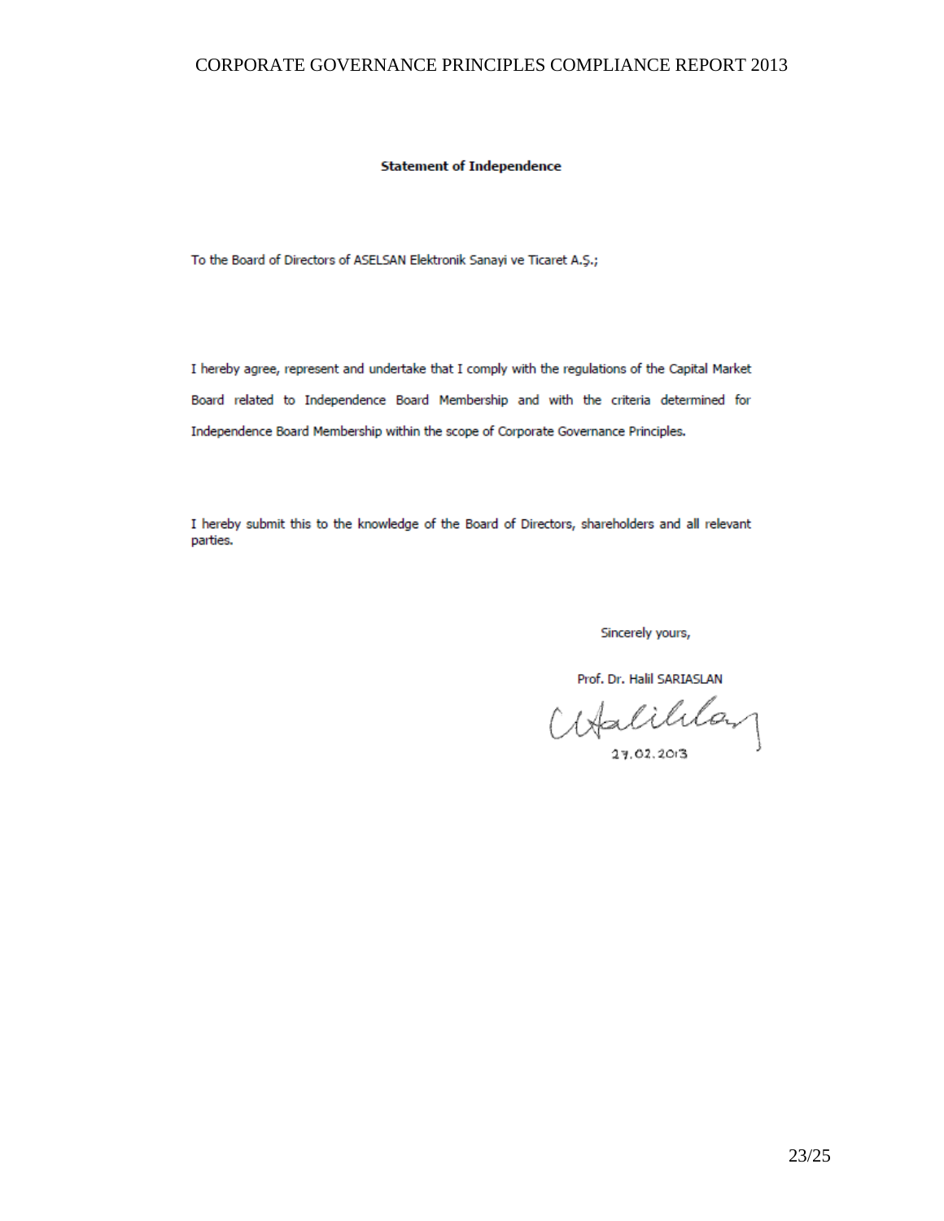**Statement of Independence**

To the Board of Directors of ASELSAN Elektronik Sanayi ve Ticaret A.Ş.;

I hereby agree, represent and undertake that I comply with the regulations of the Capital Market Board related to Independence Board Membership and with the criteria determined for Independence Board Membership within the scope of Corporate Governance Principles.

I hereby submit this to the knowledge of the Board of Directors, shareholders and all relevant parties.

Sincerely yours,

Prof. Dr. Halil SARIASLAN

27.02.2013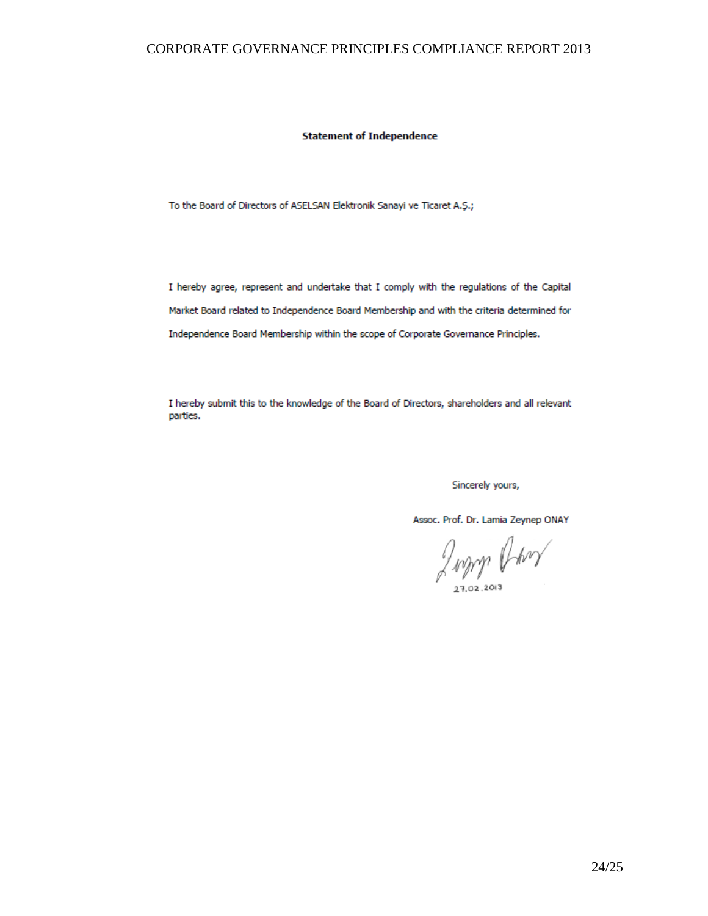**Statement of Independence**

To the Board of Directors of ASELSAN Elektronik Sanayi ve Ticaret A.Ş.;

I hereby agree, represent and undertake that I comply with the regulations of the Capital Market Board related to Independence Board Membership and with the criteria determined for Independence Board Membership within the scope of Corporate Governance Principles.

I hereby submit this to the knowledge of the Board of Directors, shareholders and all relevant parties.

Sincerely yours,

Assoc. Prof. Dr. Lamia Zeynep ONAY

27.02.2013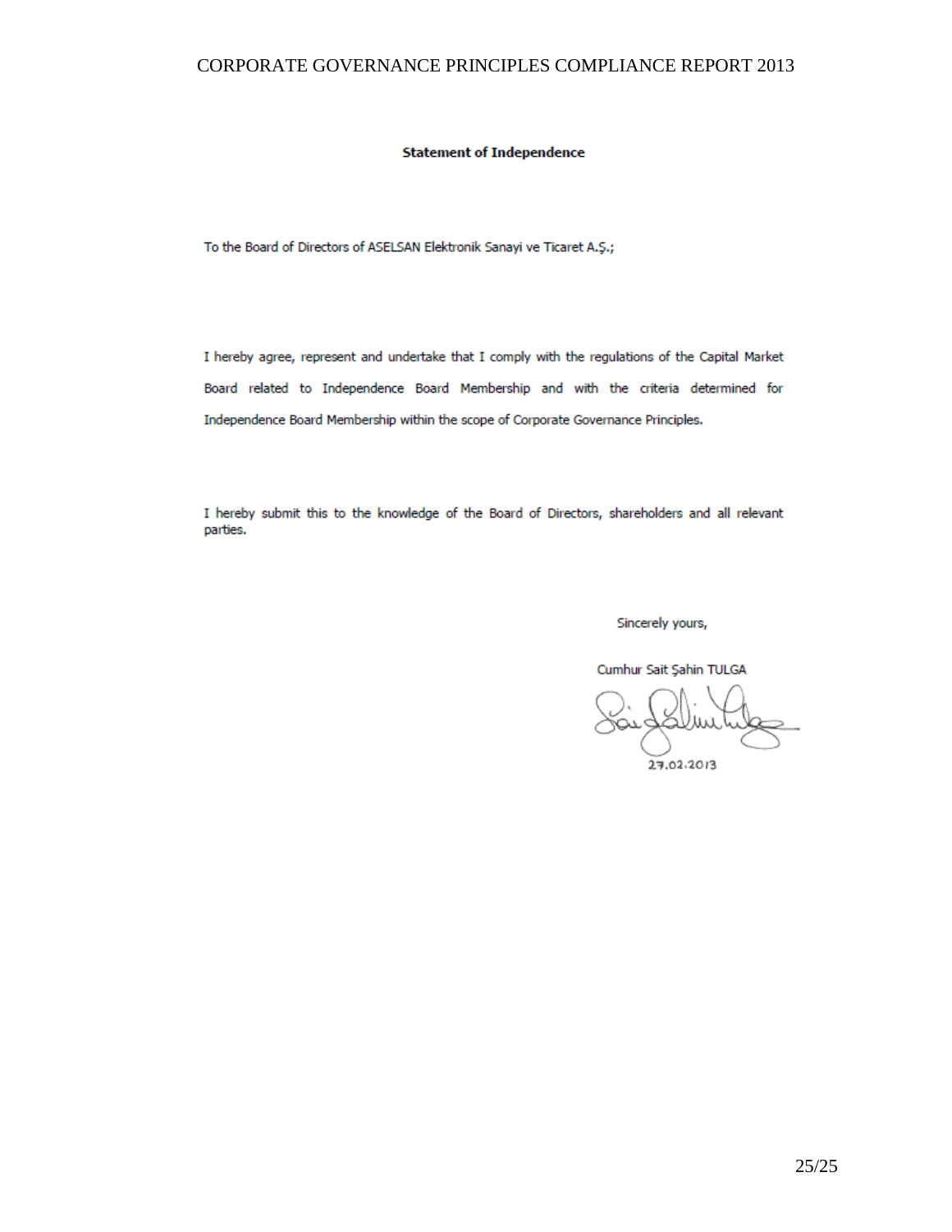**Statement of Independence**

To the Board of Directors of ASELSAN Elektronik Sanayi ve Ticaret A.Ş.;

I hereby agree, represent and undertake that I comply with the regulations of the Capital Market Board related to Independence Board Membership and with the criteria determined for Independence Board Membership within the scope of Corporate Governance Principles.

I hereby submit this to the knowledge of the Board of Directors, shareholders and all relevant parties.

Sincerely yours,

Cumhur Sait Şahin TULGA

27.02.2013